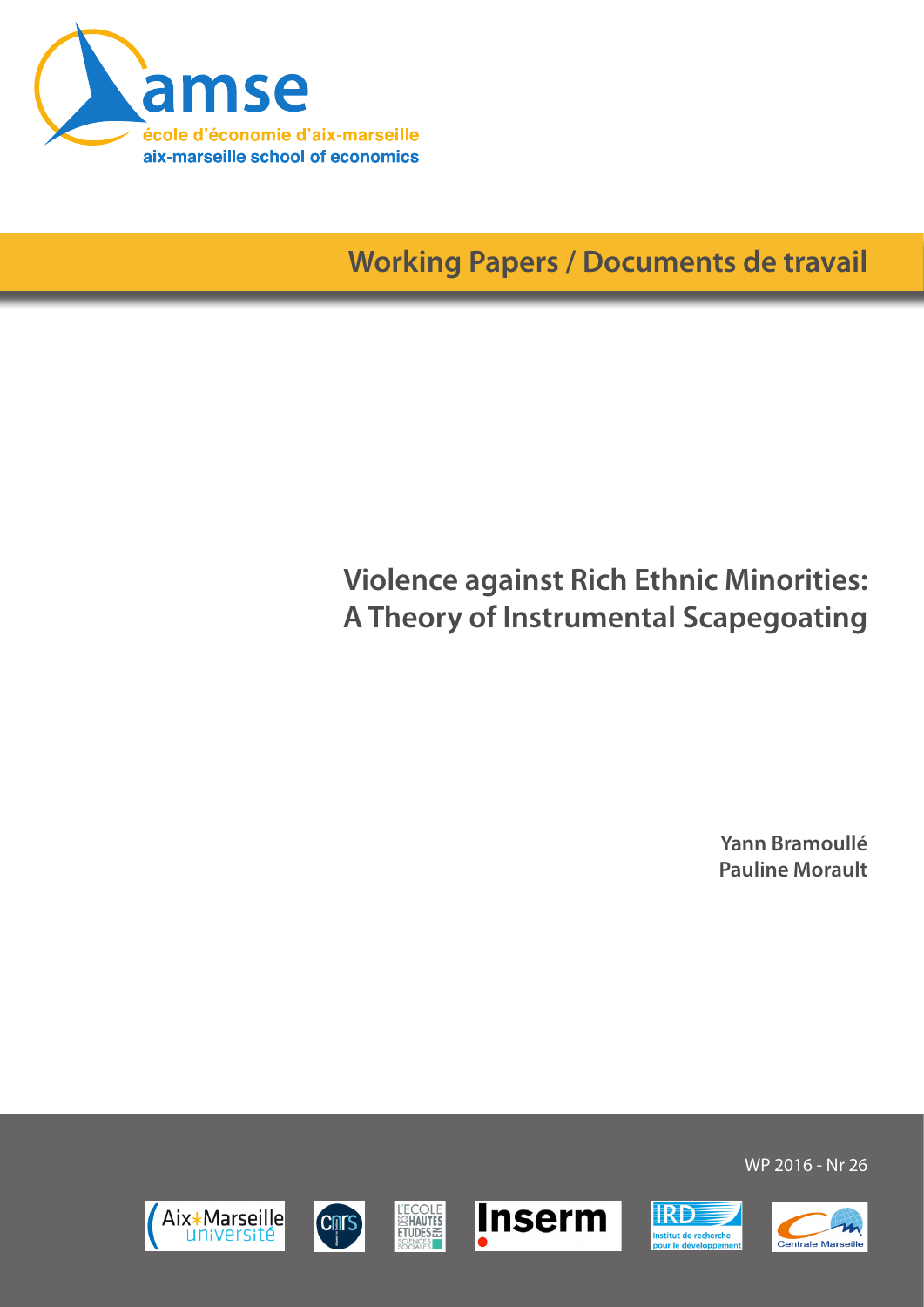amse

école d'économie d'aix-marseille

aix-marseille school of economics

Working Papers / Documents de travail

# Violence against Rich Ethnic Minorities: A Theory of Instrumental Scapegoating

**Yann Bramoullé**
**Pauline Morault**

WP 2016 - Nr 26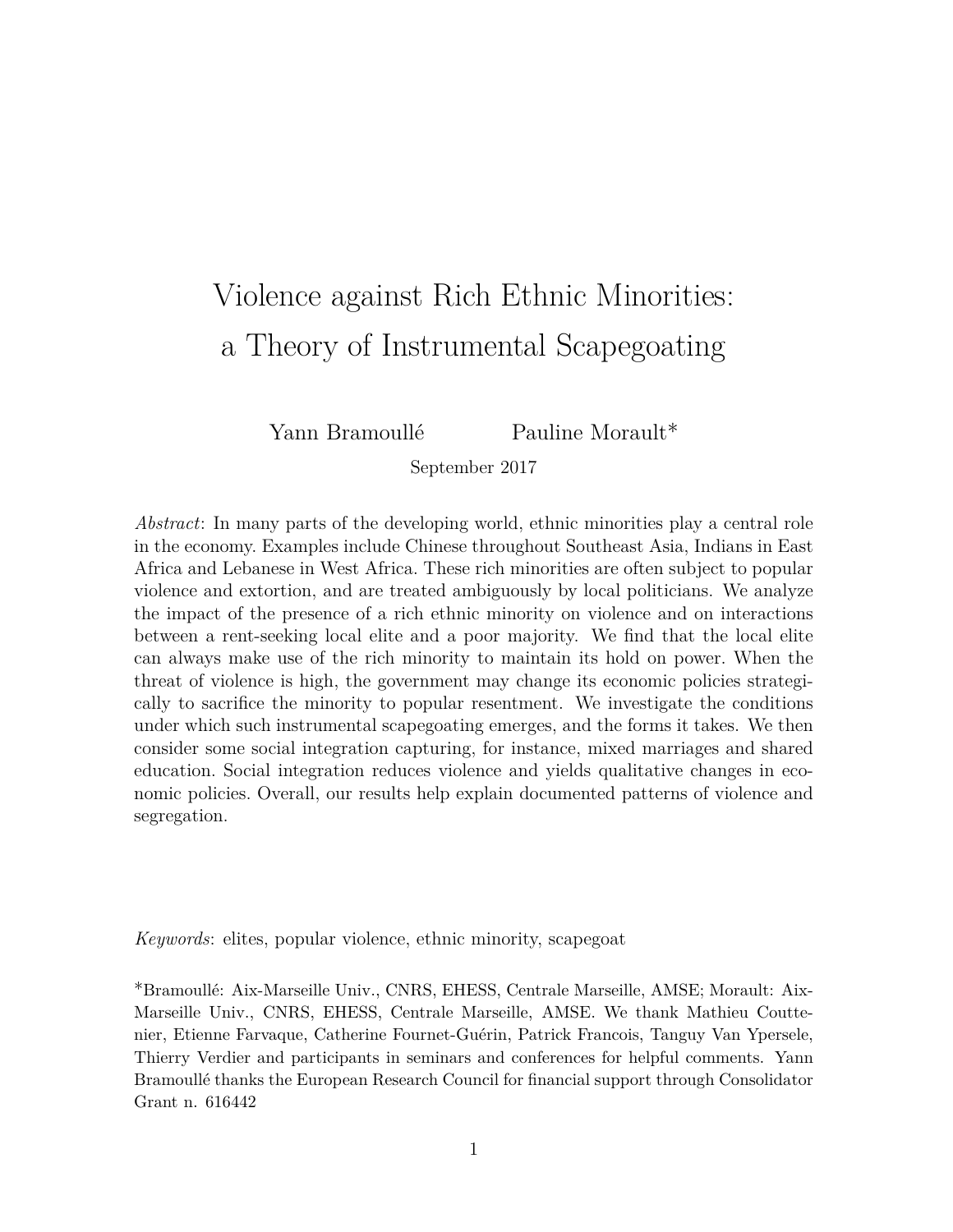# Violence against Rich Ethnic Minorities: a Theory of Instrumental Scapegoating

Yann Bramoullé  Pauline Morault*

September 2017

*Abstract*: In many parts of the developing world, ethnic minorities play a central role in the economy. Examples include Chinese throughout Southeast Asia, Indians in East Africa and Lebanese in West Africa. These rich minorities are often subject to popular violence and extortion, and are treated ambiguously by local politicians. We analyze the impact of the presence of a rich ethnic minority on violence and on interactions between a rent-seeking local elite and a poor majority. We find that the local elite can always make use of the rich minority to maintain its hold on power. When the threat of violence is high, the government may change its economic policies strategically to sacrifice the minority to popular resentment. We investigate the conditions under which such instrumental scapegoating emerges, and the forms it takes. We then consider some social integration capturing, for instance, mixed marriages and shared education. Social integration reduces violence and yields qualitative changes in economic policies. Overall, our results help explain documented patterns of violence and segregation.

*Keywords*: elites, popular violence, ethnic minority, scapegoat

*Bramoullé: Aix-Marseille Univ., CNRS, EHESS, Centrale Marseille, AMSE; Morault: Aix-Marseille Univ., CNRS, EHESS, Centrale Marseille, AMSE. We thank Mathieu Couttenier, Etienne Farvaque, Catherine Fournet-Guérin, Patrick Francois, Tanguy Van Ypersele, Thierry Verdier and participants in seminars and conferences for helpful comments. Yann Bramoullé thanks the European Research Council for financial support through Consolidator Grant n. 616442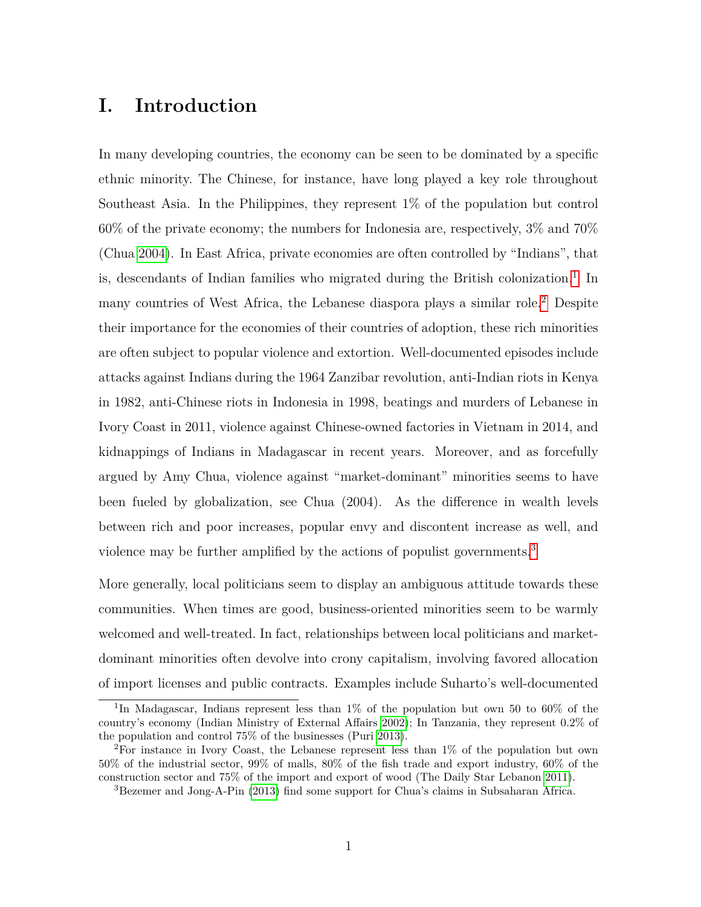# I. Introduction

In many developing countries, the economy can be seen to be dominated by a specific ethnic minority. The Chinese, for instance, have long played a key role throughout Southeast Asia. In the Philippines, they represent 1% of the population but control 60% of the private economy; the numbers for Indonesia are, respectively, 3% and 70% (Chua 2004). In East Africa, private economies are often controlled by "Indians", that is, descendants of Indian families who migrated during the British colonization.[1] In many countries of West Africa, the Lebanese diaspora plays a similar role.[2] Despite their importance for the economies of their countries of adoption, these rich minorities are often subject to popular violence and extortion. Well-documented episodes include attacks against Indians during the 1964 Zanzibar revolution, anti-Indian riots in Kenya in 1982, anti-Chinese riots in Indonesia in 1998, beatings and murders of Lebanese in Ivory Coast in 2011, violence against Chinese-owned factories in Vietnam in 2014, and kidnappings of Indians in Madagascar in recent years. Moreover, and as forcefully argued by Amy Chua, violence against "market-dominant" minorities seems to have been fueled by globalization, see Chua (2004). As the difference in wealth levels between rich and poor increases, popular envy and discontent increase as well, and violence may be further amplified by the actions of populist governments.[3]

More generally, local politicians seem to display an ambiguous attitude towards these communities. When times are good, business-oriented minorities seem to be warmly welcomed and well-treated. In fact, relationships between local politicians and market-dominant minorities often devolve into crony capitalism, involving favored allocation of import licenses and public contracts. Examples include Suharto's well-documented

[1] In Madagascar, Indians represent less than 1% of the population but own 50 to 60% of the country's economy (Indian Ministry of External Affairs 2002); In Tanzania, they represent 0.2% of the population and control 75% of the businesses (Puri 2013).

[2] For instance in Ivory Coast, the Lebanese represent less than 1% of the population but own 50% of the industrial sector, 99% of malls, 80% of the fish trade and export industry, 60% of the construction sector and 75% of the import and export of wood (The Daily Star Lebanon 2011).

[3] Bezemer and Jong-A-Pin (2013) find some support for Chua's claims in Subsaharan Africa.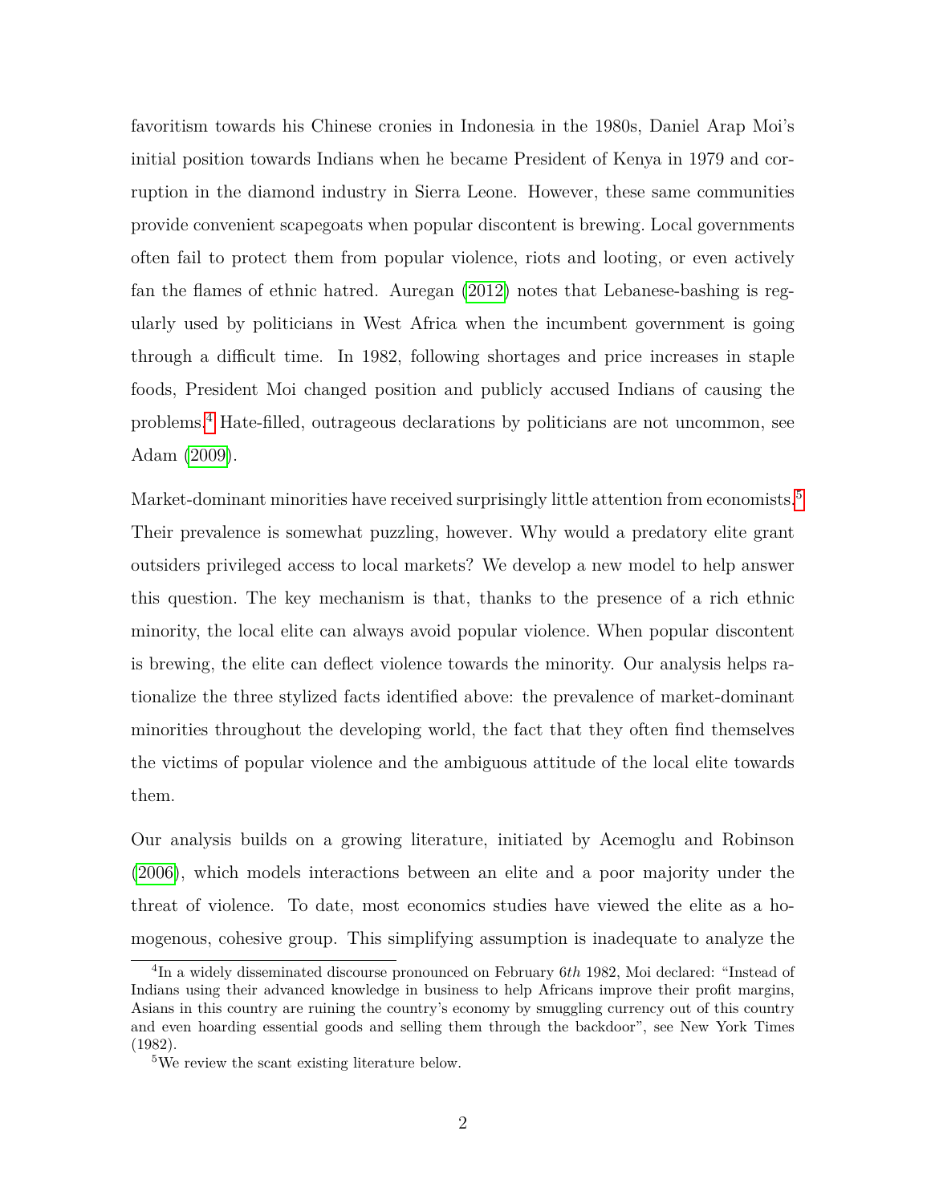favoritism towards his Chinese cronies in Indonesia in the 1980s, Daniel Arap Moi's initial position towards Indians when he became President of Kenya in 1979 and corruption in the diamond industry in Sierra Leone. However, these same communities provide convenient scapegoats when popular discontent is brewing. Local governments often fail to protect them from popular violence, riots and looting, or even actively fan the flames of ethnic hatred. Auregan (2012) notes that Lebanese-bashing is regularly used by politicians in West Africa when the incumbent government is going through a difficult time. In 1982, following shortages and price increases in staple foods, President Moi changed position and publicly accused Indians of causing the problems.[4] Hate-filled, outrageous declarations by politicians are not uncommon, see Adam (2009).

Market-dominant minorities have received surprisingly little attention from economists.[5] Their prevalence is somewhat puzzling, however. Why would a predatory elite grant outsiders privileged access to local markets? We develop a new model to help answer this question. The key mechanism is that, thanks to the presence of a rich ethnic minority, the local elite can always avoid popular violence. When popular discontent is brewing, the elite can deflect violence towards the minority. Our analysis helps rationalize the three stylized facts identified above: the prevalence of market-dominant minorities throughout the developing world, the fact that they often find themselves the victims of popular violence and the ambiguous attitude of the local elite towards them.

Our analysis builds on a growing literature, initiated by Acemoglu and Robinson (2006), which models interactions between an elite and a poor majority under the threat of violence. To date, most economics studies have viewed the elite as a homogenous, cohesive group. This simplifying assumption is inadequate to analyze the

[4] In a widely disseminated discourse pronounced on February 6*th* 1982, Moi declared: "Instead of Indians using their advanced knowledge in business to help Africans improve their profit margins, Asians in this country are ruining the country's economy by smuggling currency out of this country and even hoarding essential goods and selling them through the backdoor", see New York Times (1982).

[5] We review the scant existing literature below.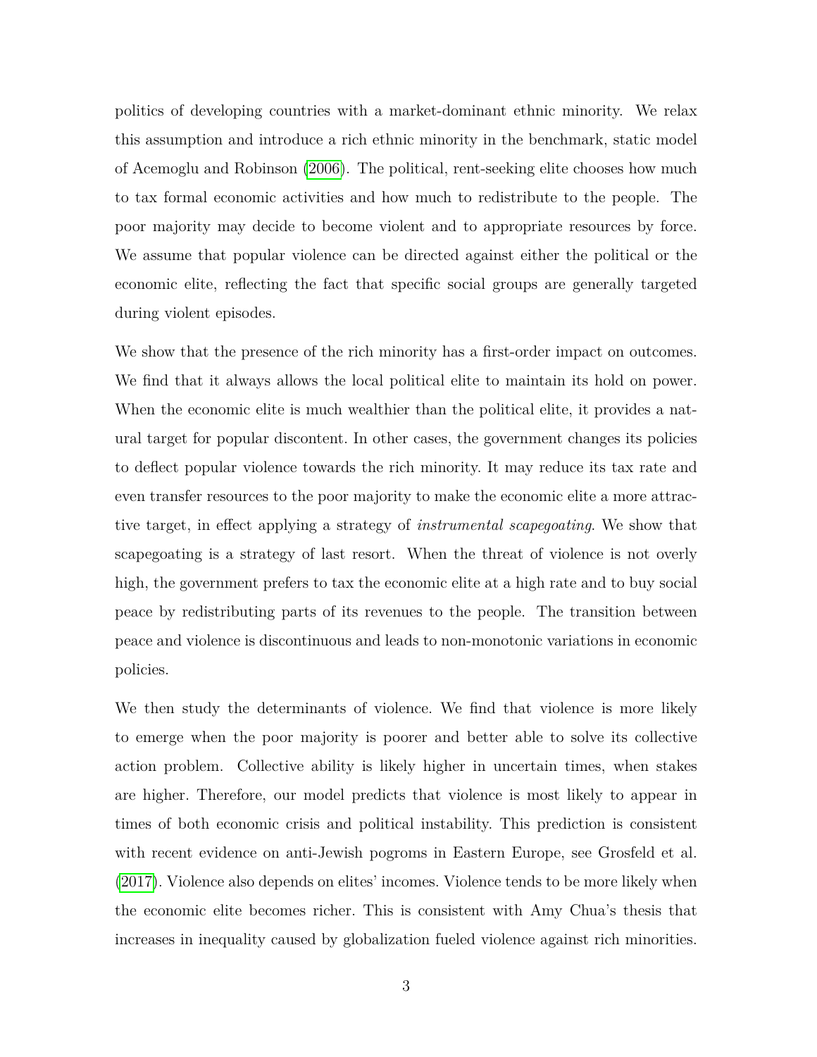politics of developing countries with a market-dominant ethnic minority. We relax this assumption and introduce a rich ethnic minority in the benchmark, static model of Acemoglu and Robinson (2006). The political, rent-seeking elite chooses how much to tax formal economic activities and how much to redistribute to the people. The poor majority may decide to become violent and to appropriate resources by force. We assume that popular violence can be directed against either the political or the economic elite, reflecting the fact that specific social groups are generally targeted during violent episodes.

We show that the presence of the rich minority has a first-order impact on outcomes. We find that it always allows the local political elite to maintain its hold on power. When the economic elite is much wealthier than the political elite, it provides a natural target for popular discontent. In other cases, the government changes its policies to deflect popular violence towards the rich minority. It may reduce its tax rate and even transfer resources to the poor majority to make the economic elite a more attractive target, in effect applying a strategy of *instrumental scapegoating*. We show that scapegoating is a strategy of last resort. When the threat of violence is not overly high, the government prefers to tax the economic elite at a high rate and to buy social peace by redistributing parts of its revenues to the people. The transition between peace and violence is discontinuous and leads to non-monotonic variations in economic policies.

We then study the determinants of violence. We find that violence is more likely to emerge when the poor majority is poorer and better able to solve its collective action problem. Collective ability is likely higher in uncertain times, when stakes are higher. Therefore, our model predicts that violence is most likely to appear in times of both economic crisis and political instability. This prediction is consistent with recent evidence on anti-Jewish pogroms in Eastern Europe, see Grosfeld et al. (2017). Violence also depends on elites' incomes. Violence tends to be more likely when the economic elite becomes richer. This is consistent with Amy Chua's thesis that increases in inequality caused by globalization fueled violence against rich minorities.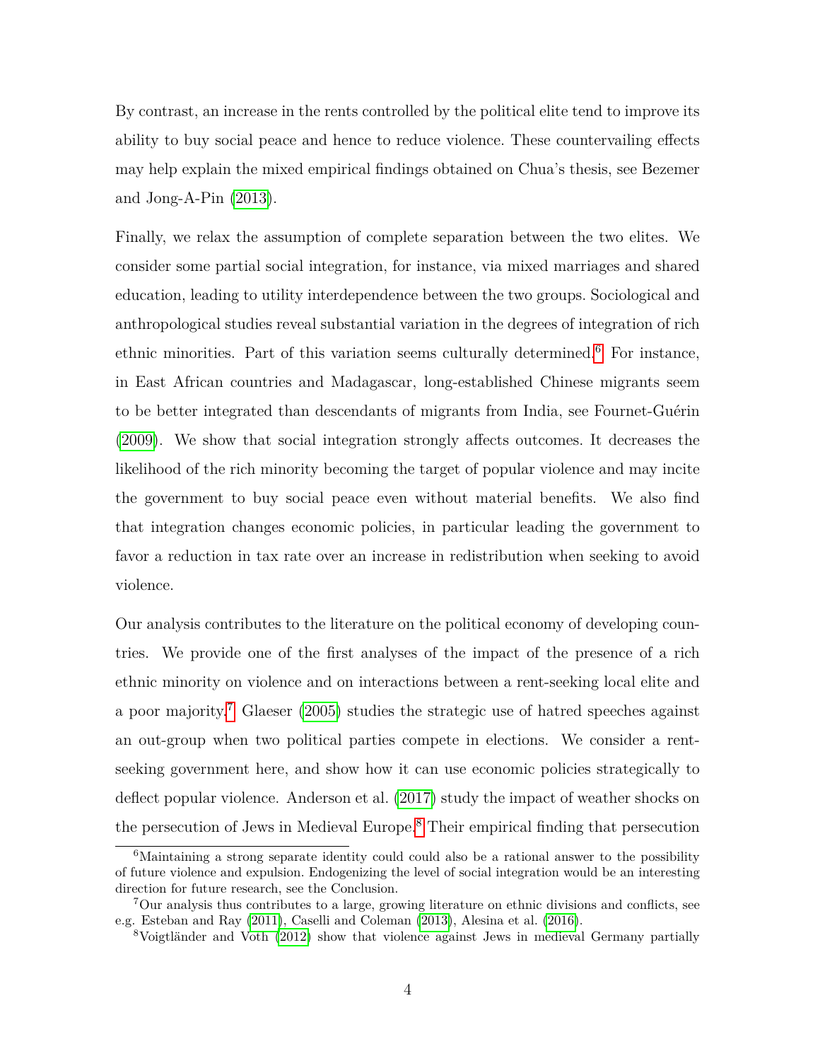By contrast, an increase in the rents controlled by the political elite tend to improve its ability to buy social peace and hence to reduce violence. These countervailing effects may help explain the mixed empirical findings obtained on Chua's thesis, see Bezemer and Jong-A-Pin (2013).

Finally, we relax the assumption of complete separation between the two elites. We consider some partial social integration, for instance, via mixed marriages and shared education, leading to utility interdependence between the two groups. Sociological and anthropological studies reveal substantial variation in the degrees of integration of rich ethnic minorities. Part of this variation seems culturally determined.[6] For instance, in East African countries and Madagascar, long-established Chinese migrants seem to be better integrated than descendants of migrants from India, see Fournet-Guérin (2009). We show that social integration strongly affects outcomes. It decreases the likelihood of the rich minority becoming the target of popular violence and may incite the government to buy social peace even without material benefits. We also find that integration changes economic policies, in particular leading the government to favor a reduction in tax rate over an increase in redistribution when seeking to avoid violence.

Our analysis contributes to the literature on the political economy of developing countries. We provide one of the first analyses of the impact of the presence of a rich ethnic minority on violence and on interactions between a rent-seeking local elite and a poor majority.[7] Glaeser (2005) studies the strategic use of hatred speeches against an out-group when two political parties compete in elections. We consider a rent-seeking government here, and show how it can use economic policies strategically to deflect popular violence. Anderson et al. (2017) study the impact of weather shocks on the persecution of Jews in Medieval Europe.[8] Their empirical finding that persecution

[6] Maintaining a strong separate identity could could also be a rational answer to the possibility of future violence and expulsion. Endogenizing the level of social integration would be an interesting direction for future research, see the Conclusion.

[7] Our analysis thus contributes to a large, growing literature on ethnic divisions and conflicts, see e.g. Esteban and Ray (2011), Caselli and Coleman (2013), Alesina et al. (2016).

[8] Voigtländer and Voth (2012) show that violence against Jews in medieval Germany partially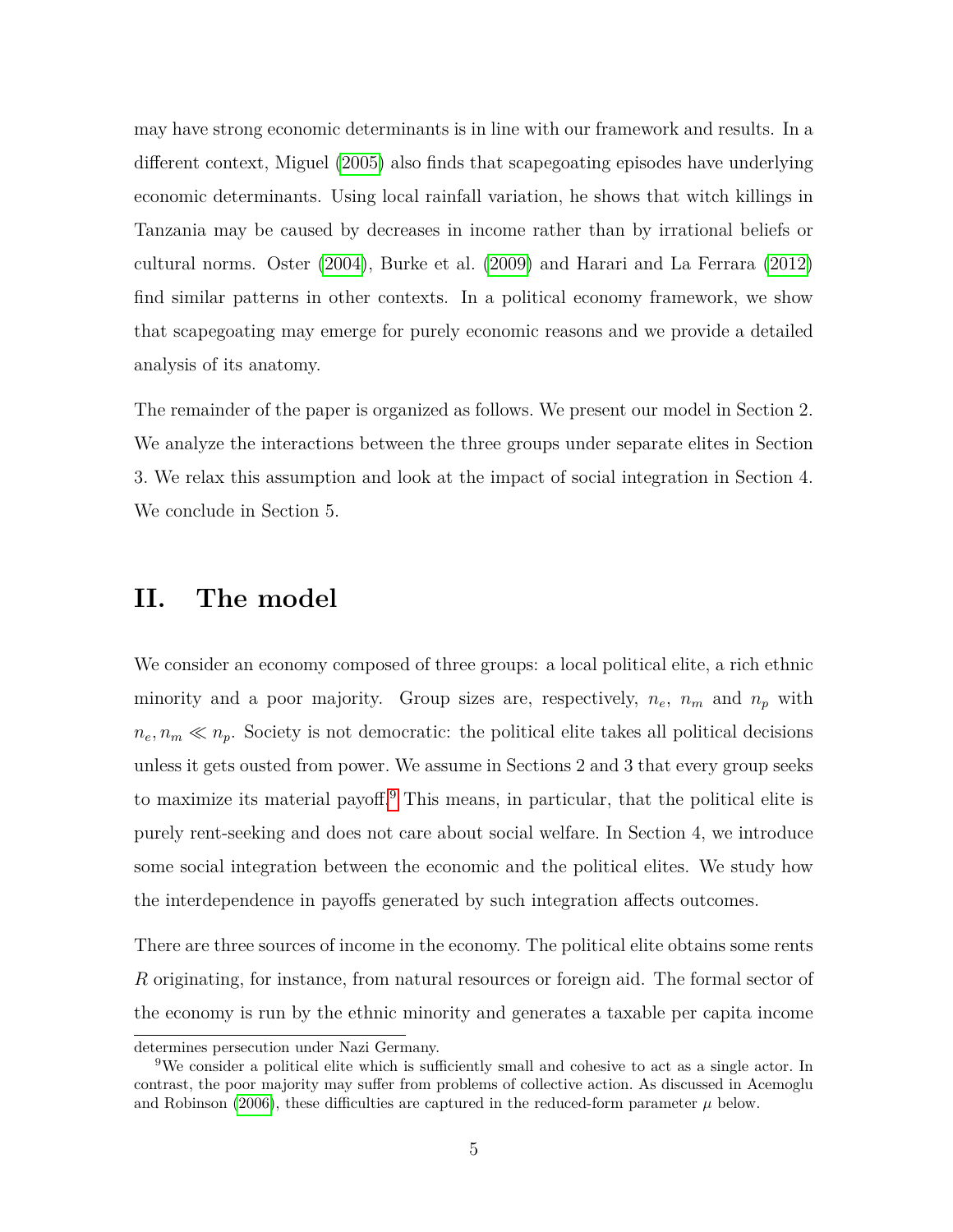may have strong economic determinants is in line with our framework and results. In a different context, Miguel (2005) also finds that scapegoating episodes have underlying economic determinants. Using local rainfall variation, he shows that witch killings in Tanzania may be caused by decreases in income rather than by irrational beliefs or cultural norms. Oster (2004), Burke et al. (2009) and Harari and La Ferrara (2012) find similar patterns in other contexts. In a political economy framework, we show that scapegoating may emerge for purely economic reasons and we provide a detailed analysis of its anatomy.

The remainder of the paper is organized as follows. We present our model in Section 2. We analyze the interactions between the three groups under separate elites in Section 3. We relax this assumption and look at the impact of social integration in Section 4. We conclude in Section 5.

# II. The model

We consider an economy composed of three groups: a local political elite, a rich ethnic minority and a poor majority. Group sizes are, respectively, $n_e$, $n_m$ and $n_p$ with $n_e, n_m \ll n_p$. Society is not democratic: the political elite takes all political decisions unless it gets ousted from power. We assume in Sections 2 and 3 that every group seeks to maximize its material payoff.[9] This means, in particular, that the political elite is purely rent-seeking and does not care about social welfare. In Section 4, we introduce some social integration between the economic and the political elites. We study how the interdependence in payoffs generated by such integration affects outcomes.

There are three sources of income in the economy. The political elite obtains some rents $R$ originating, for instance, from natural resources or foreign aid. The formal sector of the economy is run by the ethnic minority and generates a taxable per capita income

determines persecution under Nazi Germany.

[9] We consider a political elite which is sufficiently small and cohesive to act as a single actor. In contrast, the poor majority may suffer from problems of collective action. As discussed in Acemoglu and Robinson (2006), these difficulties are captured in the reduced-form parameter $\mu$ below.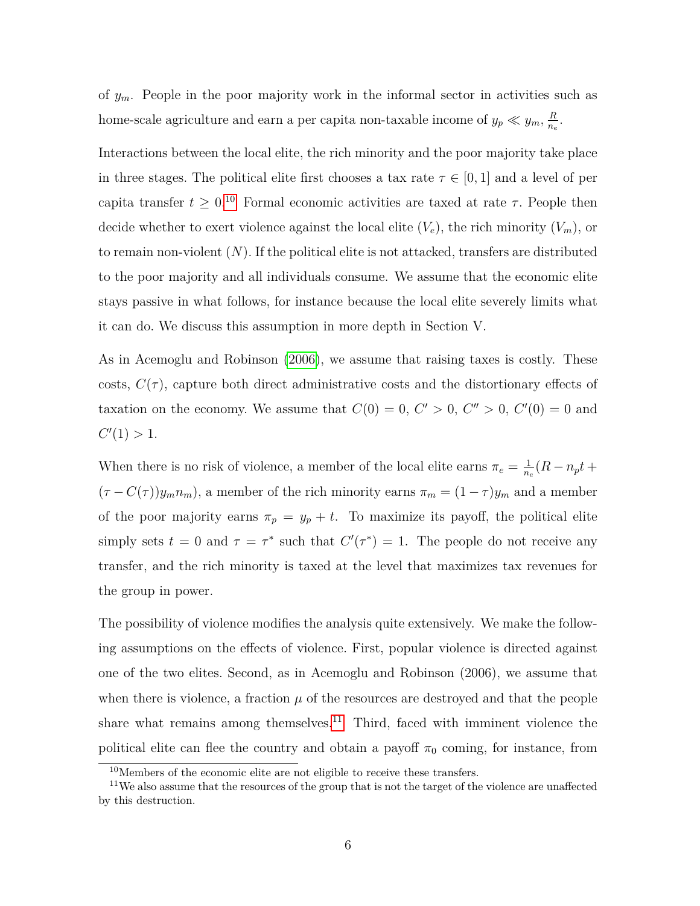of $y_m$. People in the poor majority work in the informal sector in activities such as home-scale agriculture and earn a per capita non-taxable income of $y_p \ll y_m, \frac{R}{n_e}$.

Interactions between the local elite, the rich minority and the poor majority take place in three stages. The political elite first chooses a tax rate $\tau \in [0, 1]$ and a level of per capita transfer $t \geq 0$.[10] Formal economic activities are taxed at rate $\tau$. People then decide whether to exert violence against the local elite ($V_e$), the rich minority ($V_m$), or to remain non-violent ($N$). If the political elite is not attacked, transfers are distributed to the poor majority and all individuals consume. We assume that the economic elite stays passive in what follows, for instance because the local elite severely limits what it can do. We discuss this assumption in more depth in Section V.

As in Acemoglu and Robinson (2006), we assume that raising taxes is costly. These costs, $C(\tau)$, capture both direct administrative costs and the distortionary effects of taxation on the economy. We assume that $C(0) = 0$, $C' > 0$, $C'' > 0$, $C'(0) = 0$ and $C'(1) > 1$.

When there is no risk of violence, a member of the local elite earns $\pi_e = \frac{1}{n_e}(R - n_p t + (\tau - C(\tau))y_m n_m)$, a member of the rich minority earns $\pi_m = (1 - \tau)y_m$ and a member of the poor majority earns $\pi_p = y_p + t$. To maximize its payoff, the political elite simply sets $t = 0$ and $\tau = \tau^*$ such that $C'(\tau^*) = 1$. The people do not receive any transfer, and the rich minority is taxed at the level that maximizes tax revenues for the group in power.

The possibility of violence modifies the analysis quite extensively. We make the following assumptions on the effects of violence. First, popular violence is directed against one of the two elites. Second, as in Acemoglu and Robinson (2006), we assume that when there is violence, a fraction $\mu$ of the resources are destroyed and that the people share what remains among themselves.[11] Third, faced with imminent violence the political elite can flee the country and obtain a payoff $\pi_0$ coming, for instance, from

[10] Members of the economic elite are not eligible to receive these transfers.

[11] We also assume that the resources of the group that is not the target of the violence are unaffected by this destruction.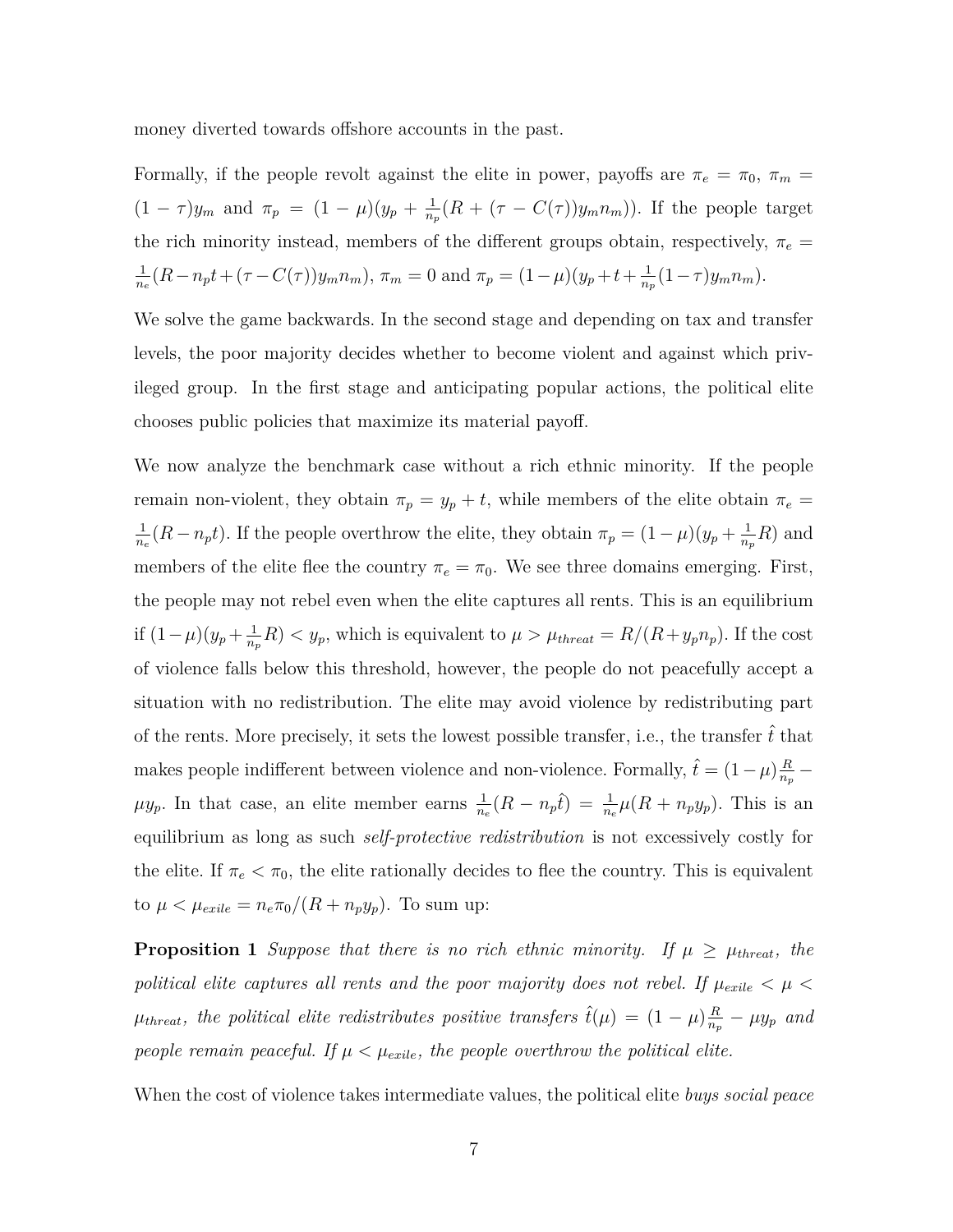money diverted towards offshore accounts in the past.

Formally, if the people revolt against the elite in power, payoffs are $\pi_e = \pi_0$, $\pi_m = (1-\tau)y_m$ and $\pi_p = (1-\mu)(y_p + \frac{1}{n_p}(R + (\tau - C(\tau))y_m n_m))$. If the people target the rich minority instead, members of the different groups obtain, respectively, $\pi_e = \frac{1}{n_e}(R - n_p t + (\tau - C(\tau))y_m n_m)$, $\pi_m = 0$ and $\pi_p = (1-\mu)(y_p + t + \frac{1}{n_p}(1-\tau)y_m n_m)$.

We solve the game backwards. In the second stage and depending on tax and transfer levels, the poor majority decides whether to become violent and against which privileged group. In the first stage and anticipating popular actions, the political elite chooses public policies that maximize its material payoff.

We now analyze the benchmark case without a rich ethnic minority. If the people remain non-violent, they obtain $\pi_p = y_p + t$, while members of the elite obtain $\pi_e = \frac{1}{n_e}(R - n_p t)$. If the people overthrow the elite, they obtain $\pi_p = (1-\mu)(y_p + \frac{1}{n_p}R)$ and members of the elite flee the country $\pi_e = \pi_0$. We see three domains emerging. First, the people may not rebel even when the elite captures all rents. This is an equilibrium if $(1-\mu)(y_p + \frac{1}{n_p}R) < y_p$, which is equivalent to $\mu > \mu_{threat} = R/(R + y_p n_p)$. If the cost of violence falls below this threshold, however, the people do not peacefully accept a situation with no redistribution. The elite may avoid violence by redistributing part of the rents. More precisely, it sets the lowest possible transfer, i.e., the transfer $\hat{t}$ that makes people indifferent between violence and non-violence. Formally, $\hat{t} = (1-\mu)\frac{R}{n_p} - \mu y_p$. In that case, an elite member earns $\frac{1}{n_e}(R - n_p\hat{t}) = \frac{1}{n_e}\mu(R + n_p y_p)$. This is an equilibrium as long as such *self-protective redistribution* is not excessively costly for the elite. If $\pi_e < \pi_0$, the elite rationally decides to flee the country. This is equivalent to $\mu < \mu_{exile} = n_e\pi_0/(R + n_p y_p)$. To sum up:

**Proposition 1** *Suppose that there is no rich ethnic minority. If $\mu \geq \mu_{threat}$, the political elite captures all rents and the poor majority does not rebel. If $\mu_{exile} < \mu < \mu_{threat}$, the political elite redistributes positive transfers $\hat{t}(\mu) = (1-\mu)\frac{R}{n_p} - \mu y_p$ and people remain peaceful. If $\mu < \mu_{exile}$, the people overthrow the political elite.*

When the cost of violence takes intermediate values, the political elite *buys social peace*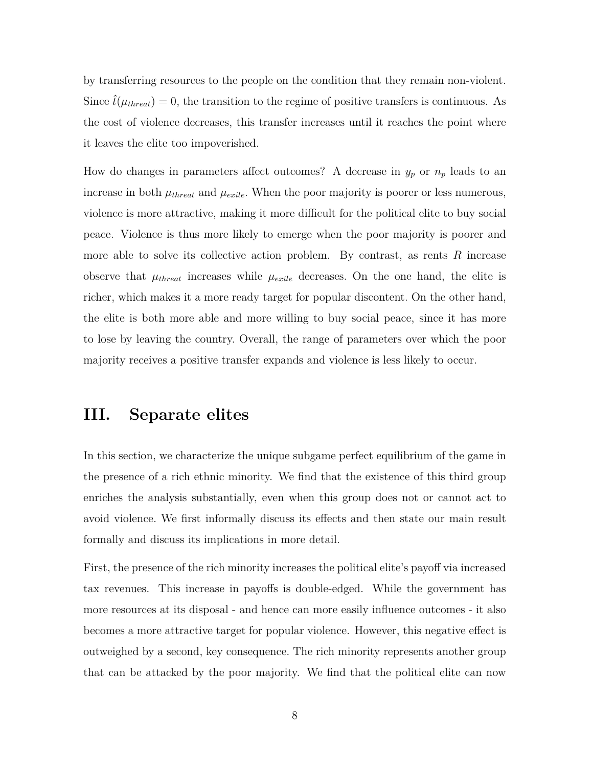by transferring resources to the people on the condition that they remain non-violent. Since $\hat{t}(\mu_{threat}) = 0$, the transition to the regime of positive transfers is continuous. As the cost of violence decreases, this transfer increases until it reaches the point where it leaves the elite too impoverished.

How do changes in parameters affect outcomes? A decrease in $y_p$ or $n_p$ leads to an increase in both $\mu_{threat}$ and $\mu_{exile}$. When the poor majority is poorer or less numerous, violence is more attractive, making it more difficult for the political elite to buy social peace. Violence is thus more likely to emerge when the poor majority is poorer and more able to solve its collective action problem. By contrast, as rents $R$ increase observe that $\mu_{threat}$ increases while $\mu_{exile}$ decreases. On the one hand, the elite is richer, which makes it a more ready target for popular discontent. On the other hand, the elite is both more able and more willing to buy social peace, since it has more to lose by leaving the country. Overall, the range of parameters over which the poor majority receives a positive transfer expands and violence is less likely to occur.

## III. Separate elites

In this section, we characterize the unique subgame perfect equilibrium of the game in the presence of a rich ethnic minority. We find that the existence of this third group enriches the analysis substantially, even when this group does not or cannot act to avoid violence. We first informally discuss its effects and then state our main result formally and discuss its implications in more detail.

First, the presence of the rich minority increases the political elite's payoff via increased tax revenues. This increase in payoffs is double-edged. While the government has more resources at its disposal - and hence can more easily influence outcomes - it also becomes a more attractive target for popular violence. However, this negative effect is outweighed by a second, key consequence. The rich minority represents another group that can be attacked by the poor majority. We find that the political elite can now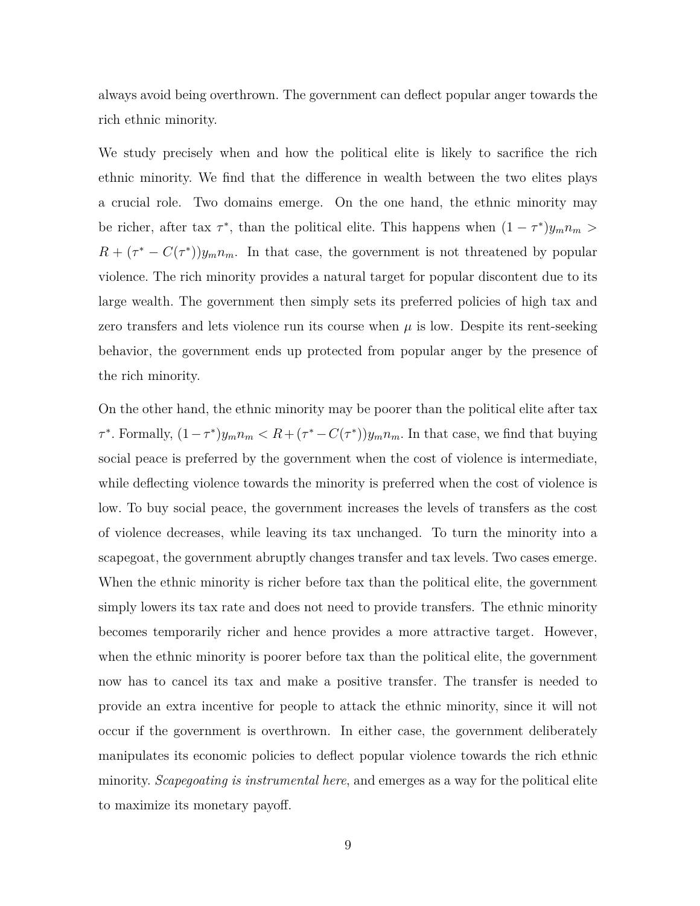always avoid being overthrown. The government can deflect popular anger towards the rich ethnic minority.

We study precisely when and how the political elite is likely to sacrifice the rich ethnic minority. We find that the difference in wealth between the two elites plays a crucial role. Two domains emerge. On the one hand, the ethnic minority may be richer, after tax $\tau^*$, than the political elite. This happens when $(1-\tau^*)y_m n_m > R + (\tau^* - C(\tau^*))y_m n_m$. In that case, the government is not threatened by popular violence. The rich minority provides a natural target for popular discontent due to its large wealth. The government then simply sets its preferred policies of high tax and zero transfers and lets violence run its course when $\mu$ is low. Despite its rent-seeking behavior, the government ends up protected from popular anger by the presence of the rich minority.

On the other hand, the ethnic minority may be poorer than the political elite after tax $\tau^*$. Formally, $(1-\tau^*)y_m n_m < R + (\tau^* - C(\tau^*))y_m n_m$. In that case, we find that buying social peace is preferred by the government when the cost of violence is intermediate, while deflecting violence towards the minority is preferred when the cost of violence is low. To buy social peace, the government increases the levels of transfers as the cost of violence decreases, while leaving its tax unchanged. To turn the minority into a scapegoat, the government abruptly changes transfer and tax levels. Two cases emerge. When the ethnic minority is richer before tax than the political elite, the government simply lowers its tax rate and does not need to provide transfers. The ethnic minority becomes temporarily richer and hence provides a more attractive target. However, when the ethnic minority is poorer before tax than the political elite, the government now has to cancel its tax and make a positive transfer. The transfer is needed to provide an extra incentive for people to attack the ethnic minority, since it will not occur if the government is overthrown. In either case, the government deliberately manipulates its economic policies to deflect popular violence towards the rich ethnic minority. *Scapegoating is instrumental here*, and emerges as a way for the political elite to maximize its monetary payoff.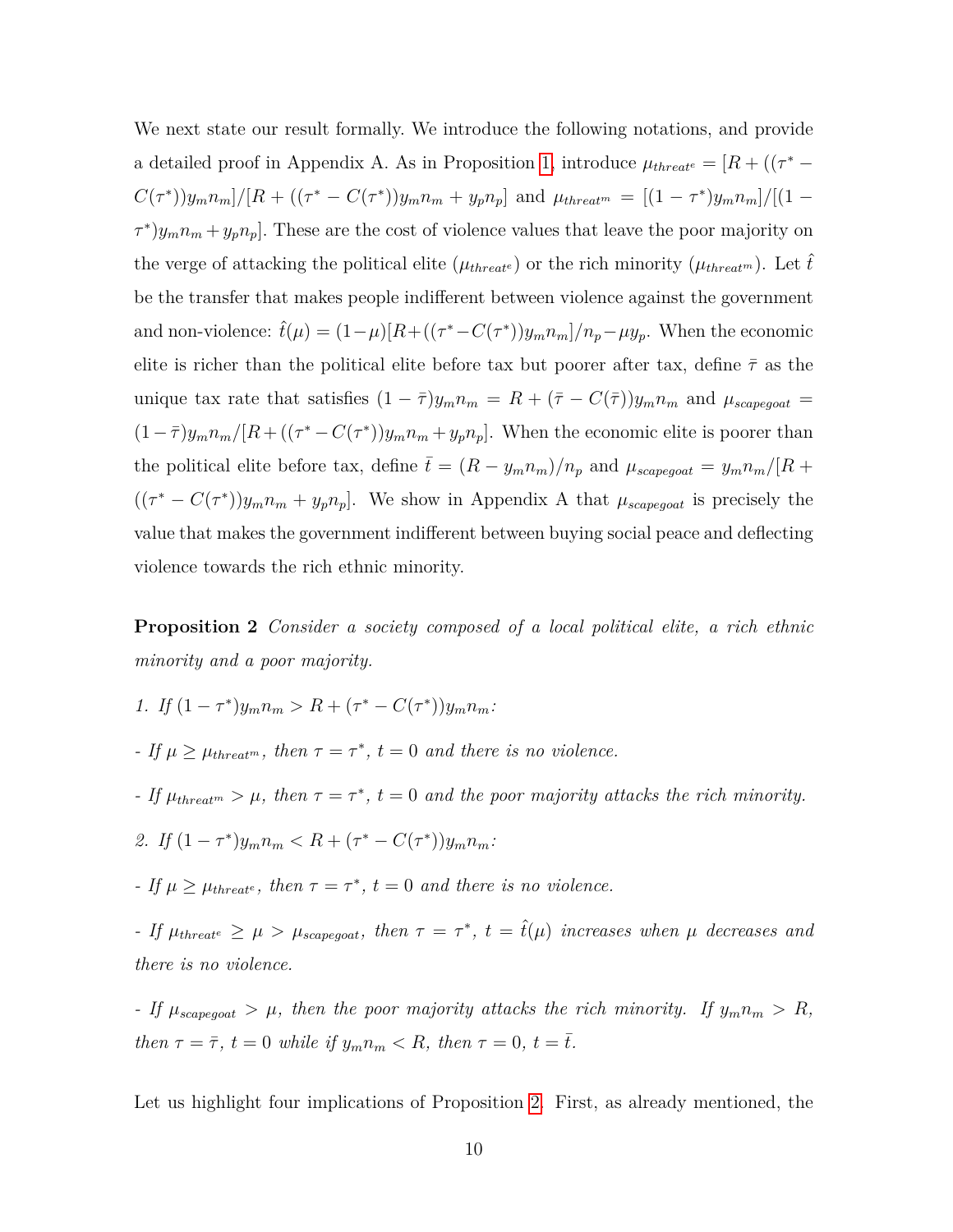We next state our result formally. We introduce the following notations, and provide a detailed proof in Appendix A. As in Proposition 1, introduce $\mu_{threat^e} = [R + ((\tau^* - C(\tau^*))y_m n_m]/[R + ((\tau^* - C(\tau^*))y_m n_m + y_p n_p]$ and $\mu_{threat^m} = [(1-\tau^*)y_m n_m]/[(1-\tau^*)y_m n_m + y_p n_p]$. These are the cost of violence values that leave the poor majority on the verge of attacking the political elite ($\mu_{threat^e}$) or the rich minority ($\mu_{threat^m}$). Let $\hat{t}$ be the transfer that makes people indifferent between violence against the government and non-violence: $\hat{t}(\mu) = (1-\mu)[R + ((\tau^* - C(\tau^*))y_m n_m]/n_p - \mu y_p$. When the economic elite is richer than the political elite before tax but poorer after tax, define $\bar{\tau}$ as the unique tax rate that satisfies $(1-\bar{\tau})y_m n_m = R + (\bar{\tau} - C(\bar{\tau}))y_m n_m$ and $\mu_{scapegoat} = (1-\bar{\tau})y_m n_m/[R + ((\tau^* - C(\tau^*))y_m n_m + y_p n_p]$. When the economic elite is poorer than the political elite before tax, define $\bar{t} = (R - y_m n_m)/n_p$ and $\mu_{scapegoat} = y_m n_m/[R + ((\tau^* - C(\tau^*))y_m n_m + y_p n_p]$. We show in Appendix A that $\mu_{scapegoat}$ is precisely the value that makes the government indifferent between buying social peace and deflecting violence towards the rich ethnic minority.

**Proposition 2** *Consider a society composed of a local political elite, a rich ethnic minority and a poor majority.*

*1. If $(1-\tau^*)y_m n_m > R + (\tau^* - C(\tau^*))y_m n_m$:*

*- If $\mu \geq \mu_{threat^m}$, then $\tau = \tau^*$, $t = 0$ and there is no violence.*

*- If $\mu_{threat^m} > \mu$, then $\tau = \tau^*$, $t = 0$ and the poor majority attacks the rich minority.*

*2. If $(1-\tau^*)y_m n_m < R + (\tau^* - C(\tau^*))y_m n_m$:*

*- If $\mu \geq \mu_{threat^e}$, then $\tau = \tau^*$, $t = 0$ and there is no violence.*

*- If $\mu_{threat^e} \geq \mu > \mu_{scapegoat}$, then $\tau = \tau^*$, $t = \hat{t}(\mu)$ increases when $\mu$ decreases and there is no violence.*

*- If $\mu_{scapegoat} > \mu$, then the poor majority attacks the rich minority. If $y_m n_m > R$, then $\tau = \bar{\tau}$, $t = 0$ while if $y_m n_m < R$, then $\tau = 0$, $t = \bar{t}$.*

Let us highlight four implications of Proposition 2. First, as already mentioned, the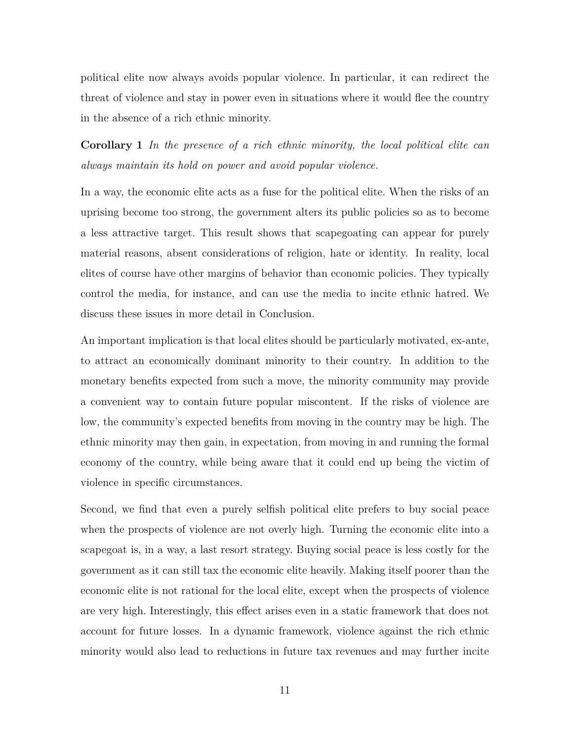political elite now always avoids popular violence. In particular, it can redirect the threat of violence and stay in power even in situations where it would flee the country in the absence of a rich ethnic minority.

**Corollary 1** *In the presence of a rich ethnic minority, the local political elite can always maintain its hold on power and avoid popular violence.*

In a way, the economic elite acts as a fuse for the political elite. When the risks of an uprising become too strong, the government alters its public policies so as to become a less attractive target. This result shows that scapegoating can appear for purely material reasons, absent considerations of religion, hate or identity. In reality, local elites of course have other margins of behavior than economic policies. They typically control the media, for instance, and can use the media to incite ethnic hatred. We discuss these issues in more detail in Conclusion.

An important implication is that local elites should be particularly motivated, ex-ante, to attract an economically dominant minority to their country. In addition to the monetary benefits expected from such a move, the minority community may provide a convenient way to contain future popular miscontent. If the risks of violence are low, the community's expected benefits from moving in the country may be high. The ethnic minority may then gain, in expectation, from moving in and running the formal economy of the country, while being aware that it could end up being the victim of violence in specific circumstances.

Second, we find that even a purely selfish political elite prefers to buy social peace when the prospects of violence are not overly high. Turning the economic elite into a scapegoat is, in a way, a last resort strategy. Buying social peace is less costly for the government as it can still tax the economic elite heavily. Making itself poorer than the economic elite is not rational for the local elite, except when the prospects of violence are very high. Interestingly, this effect arises even in a static framework that does not account for future losses. In a dynamic framework, violence against the rich ethnic minority would also lead to reductions in future tax revenues and may further incite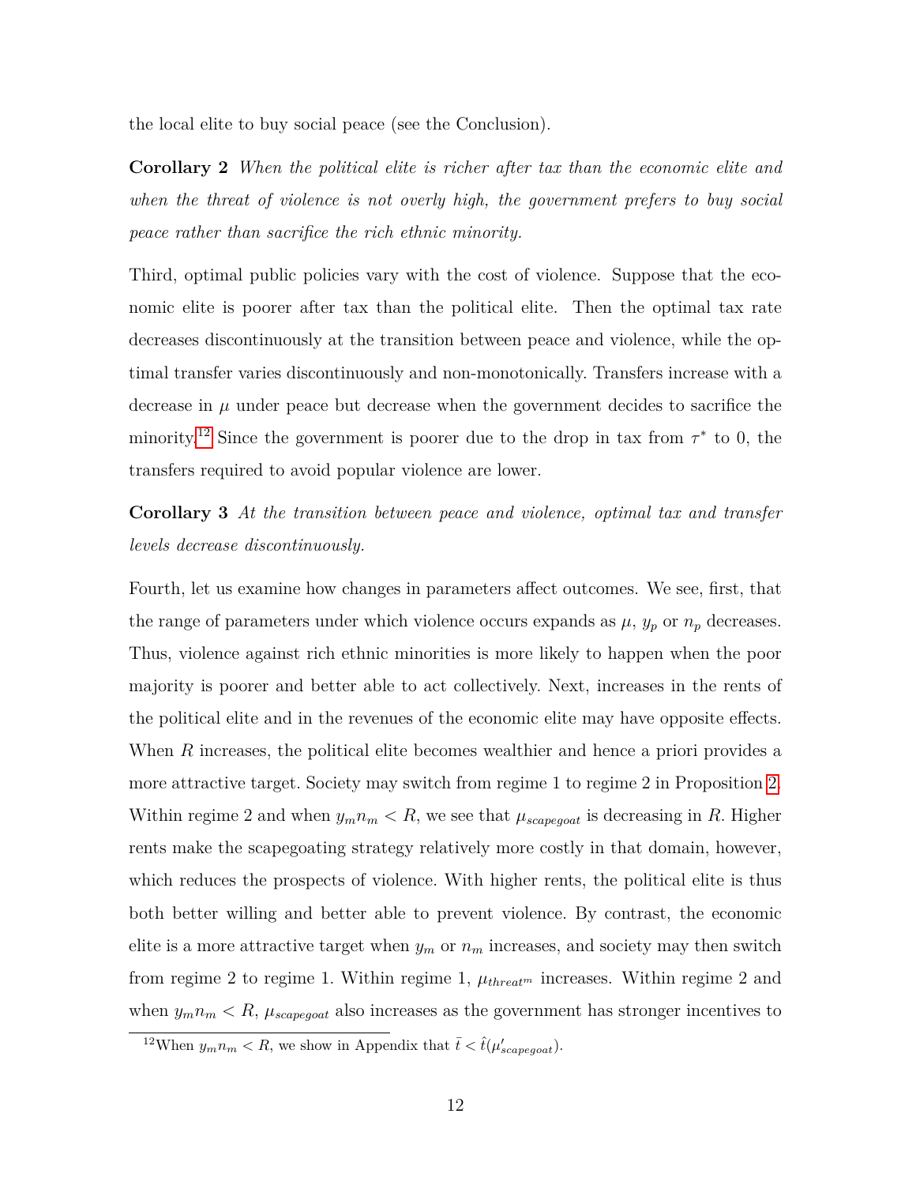the local elite to buy social peace (see the Conclusion).

**Corollary 2** *When the political elite is richer after tax than the economic elite and when the threat of violence is not overly high, the government prefers to buy social peace rather than sacrifice the rich ethnic minority.*

Third, optimal public policies vary with the cost of violence. Suppose that the economic elite is poorer after tax than the political elite. Then the optimal tax rate decreases discontinuously at the transition between peace and violence, while the optimal transfer varies discontinuously and non-monotonically. Transfers increase with a decrease in $\mu$ under peace but decrease when the government decides to sacrifice the minority.[12] Since the government is poorer due to the drop in tax from $\tau^*$ to 0, the transfers required to avoid popular violence are lower.

**Corollary 3** *At the transition between peace and violence, optimal tax and transfer levels decrease discontinuously.*

Fourth, let us examine how changes in parameters affect outcomes. We see, first, that the range of parameters under which violence occurs expands as $\mu$, $y_p$ or $n_p$ decreases. Thus, violence against rich ethnic minorities is more likely to happen when the poor majority is poorer and better able to act collectively. Next, increases in the rents of the political elite and in the revenues of the economic elite may have opposite effects. When $R$ increases, the political elite becomes wealthier and hence a priori provides a more attractive target. Society may switch from regime 1 to regime 2 in Proposition 2. Within regime 2 and when $y_m n_m < R$, we see that $\mu_{scapegoat}$ is decreasing in $R$. Higher rents make the scapegoating strategy relatively more costly in that domain, however, which reduces the prospects of violence. With higher rents, the political elite is thus both better willing and better able to prevent violence. By contrast, the economic elite is a more attractive target when $y_m$ or $n_m$ increases, and society may then switch from regime 2 to regime 1. Within regime 1, $\mu_{threat^m}$ increases. Within regime 2 and when $y_m n_m < R$, $\mu_{scapegoat}$ also increases as the government has stronger incentives to

[12] When $y_m n_m < R$, we show in Appendix that $\bar{t} < \hat{t}(\mu'_{scapegoat})$.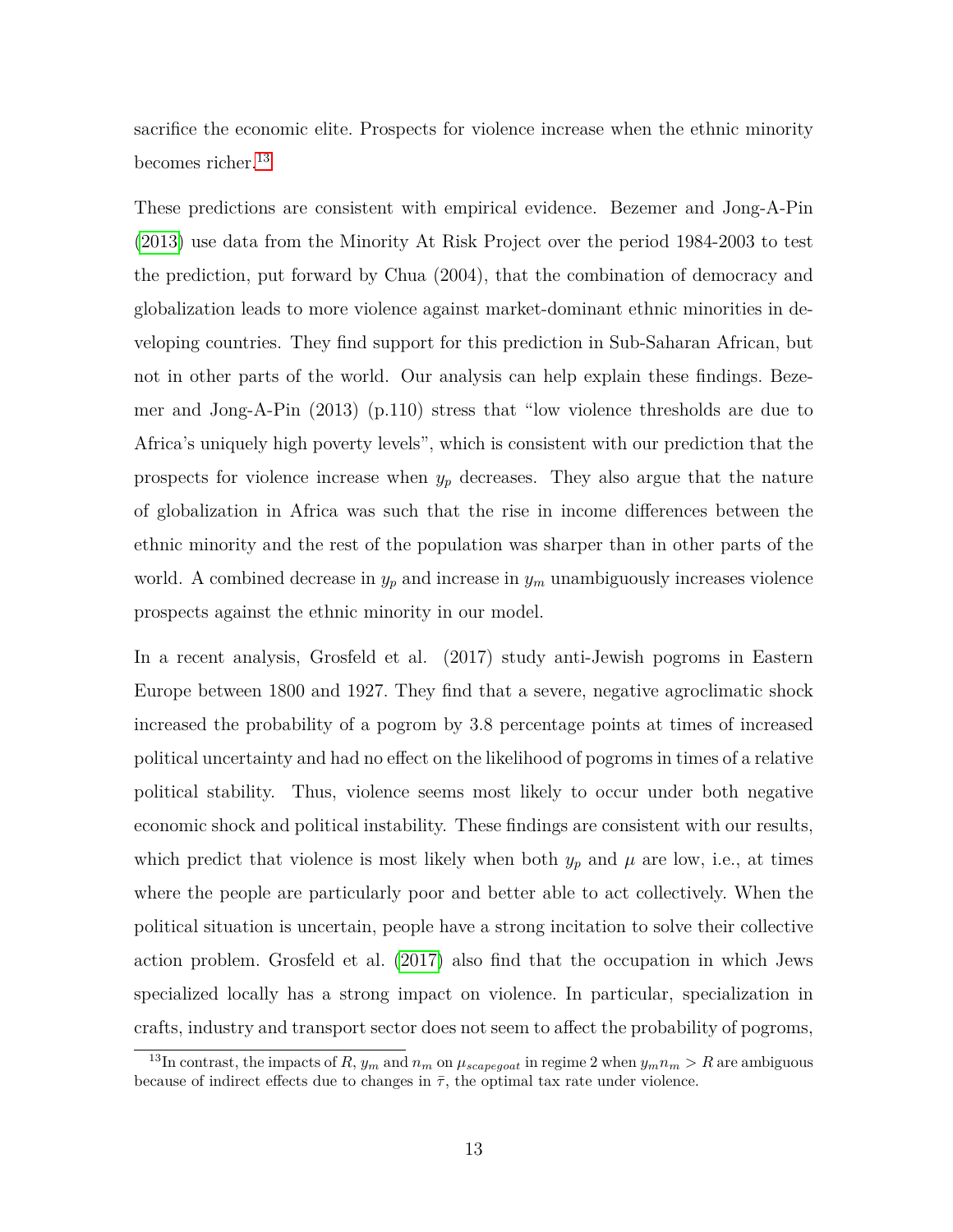sacrifice the economic elite. Prospects for violence increase when the ethnic minority becomes richer.[13]

These predictions are consistent with empirical evidence. Bezemer and Jong-A-Pin (2013) use data from the Minority At Risk Project over the period 1984-2003 to test the prediction, put forward by Chua (2004), that the combination of democracy and globalization leads to more violence against market-dominant ethnic minorities in developing countries. They find support for this prediction in Sub-Saharan African, but not in other parts of the world. Our analysis can help explain these findings. Bezemer and Jong-A-Pin (2013) (p.110) stress that "low violence thresholds are due to Africa's uniquely high poverty levels", which is consistent with our prediction that the prospects for violence increase when $y_p$ decreases. They also argue that the nature of globalization in Africa was such that the rise in income differences between the ethnic minority and the rest of the population was sharper than in other parts of the world. A combined decrease in $y_p$ and increase in $y_m$ unambiguously increases violence prospects against the ethnic minority in our model.

In a recent analysis, Grosfeld et al. (2017) study anti-Jewish pogroms in Eastern Europe between 1800 and 1927. They find that a severe, negative agroclimatic shock increased the probability of a pogrom by 3.8 percentage points at times of increased political uncertainty and had no effect on the likelihood of pogroms in times of a relative political stability. Thus, violence seems most likely to occur under both negative economic shock and political instability. These findings are consistent with our results, which predict that violence is most likely when both $y_p$ and $\mu$ are low, i.e., at times where the people are particularly poor and better able to act collectively. When the political situation is uncertain, people have a strong incitation to solve their collective action problem. Grosfeld et al. (2017) also find that the occupation in which Jews specialized locally has a strong impact on violence. In particular, specialization in crafts, industry and transport sector does not seem to affect the probability of pogroms,

[13] In contrast, the impacts of $R$, $y_m$ and $n_m$ on $\mu_{scapegoat}$ in regime 2 when $y_m n_m > R$ are ambiguous because of indirect effects due to changes in $\bar{\tau}$, the optimal tax rate under violence.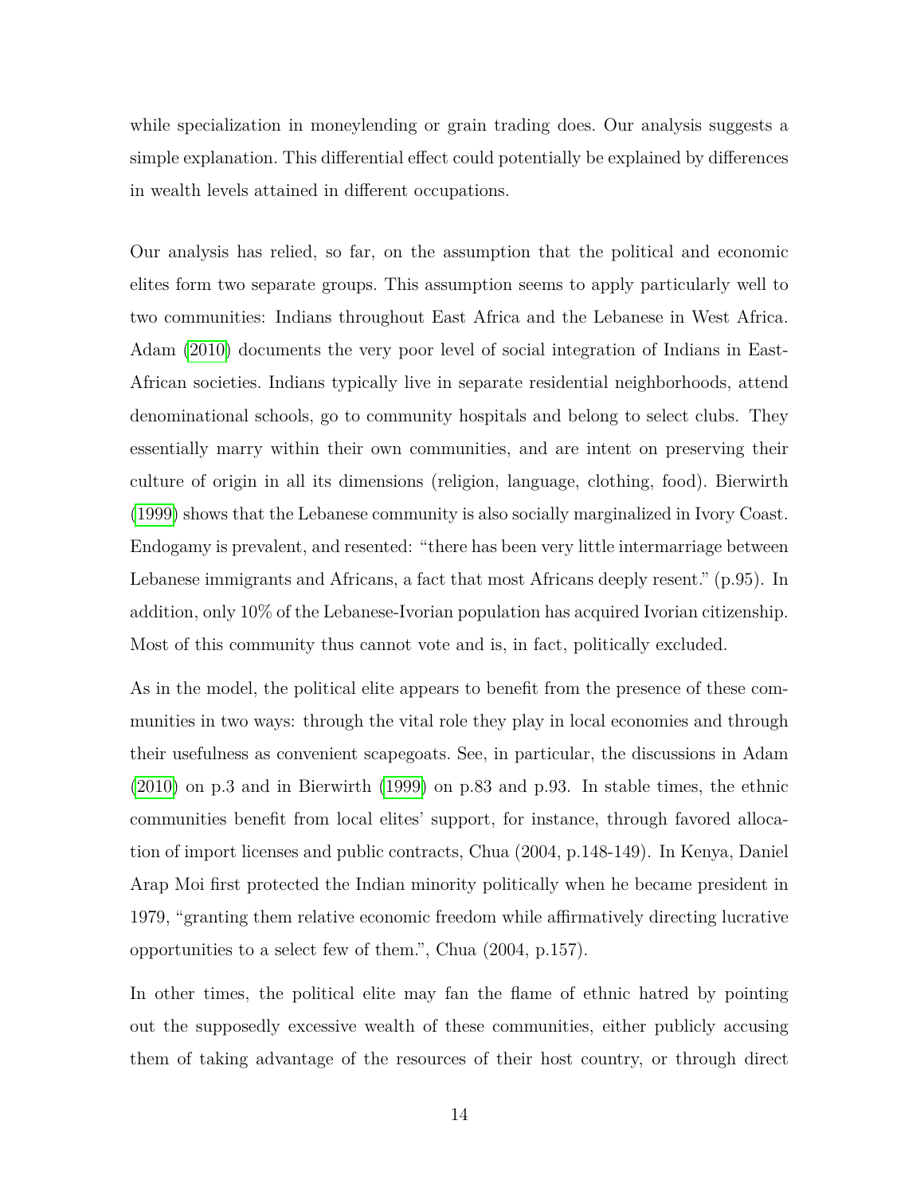while specialization in moneylending or grain trading does. Our analysis suggests a simple explanation. This differential effect could potentially be explained by differences in wealth levels attained in different occupations.

Our analysis has relied, so far, on the assumption that the political and economic elites form two separate groups. This assumption seems to apply particularly well to two communities: Indians throughout East Africa and the Lebanese in West Africa. Adam (2010) documents the very poor level of social integration of Indians in East-African societies. Indians typically live in separate residential neighborhoods, attend denominational schools, go to community hospitals and belong to select clubs. They essentially marry within their own communities, and are intent on preserving their culture of origin in all its dimensions (religion, language, clothing, food). Bierwirth (1999) shows that the Lebanese community is also socially marginalized in Ivory Coast. Endogamy is prevalent, and resented: "there has been very little intermarriage between Lebanese immigrants and Africans, a fact that most Africans deeply resent." (p.95). In addition, only 10% of the Lebanese-Ivorian population has acquired Ivorian citizenship. Most of this community thus cannot vote and is, in fact, politically excluded.

As in the model, the political elite appears to benefit from the presence of these communities in two ways: through the vital role they play in local economies and through their usefulness as convenient scapegoats. See, in particular, the discussions in Adam (2010) on p.3 and in Bierwirth (1999) on p.83 and p.93. In stable times, the ethnic communities benefit from local elites' support, for instance, through favored allocation of import licenses and public contracts, Chua (2004, p.148-149). In Kenya, Daniel Arap Moi first protected the Indian minority politically when he became president in 1979, "granting them relative economic freedom while affirmatively directing lucrative opportunities to a select few of them.", Chua (2004, p.157).

In other times, the political elite may fan the flame of ethnic hatred by pointing out the supposedly excessive wealth of these communities, either publicly accusing them of taking advantage of the resources of their host country, or through direct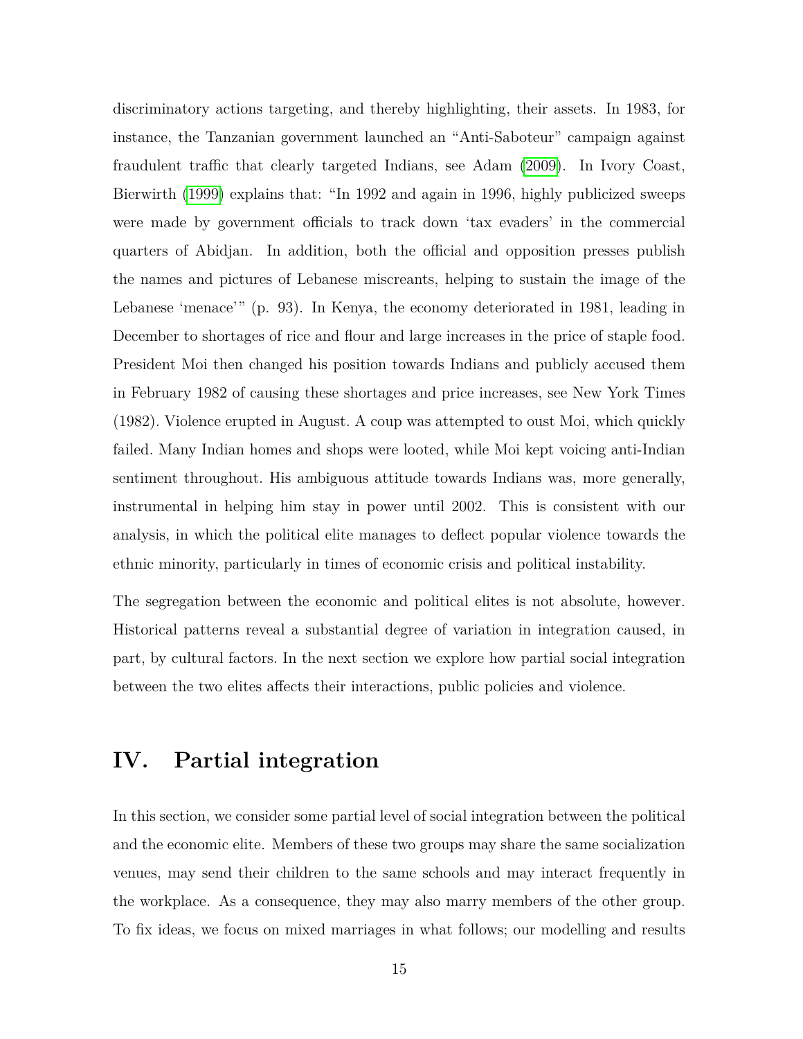discriminatory actions targeting, and thereby highlighting, their assets. In 1983, for instance, the Tanzanian government launched an "Anti-Saboteur" campaign against fraudulent traffic that clearly targeted Indians, see Adam (2009). In Ivory Coast, Bierwirth (1999) explains that: "In 1992 and again in 1996, highly publicized sweeps were made by government officials to track down 'tax evaders' in the commercial quarters of Abidjan. In addition, both the official and opposition presses publish the names and pictures of Lebanese miscreants, helping to sustain the image of the Lebanese 'menace'" (p. 93). In Kenya, the economy deteriorated in 1981, leading in December to shortages of rice and flour and large increases in the price of staple food. President Moi then changed his position towards Indians and publicly accused them in February 1982 of causing these shortages and price increases, see New York Times (1982). Violence erupted in August. A coup was attempted to oust Moi, which quickly failed. Many Indian homes and shops were looted, while Moi kept voicing anti-Indian sentiment throughout. His ambiguous attitude towards Indians was, more generally, instrumental in helping him stay in power until 2002. This is consistent with our analysis, in which the political elite manages to deflect popular violence towards the ethnic minority, particularly in times of economic crisis and political instability.

The segregation between the economic and political elites is not absolute, however. Historical patterns reveal a substantial degree of variation in integration caused, in part, by cultural factors. In the next section we explore how partial social integration between the two elites affects their interactions, public policies and violence.

# IV. Partial integration

In this section, we consider some partial level of social integration between the political and the economic elite. Members of these two groups may share the same socialization venues, may send their children to the same schools and may interact frequently in the workplace. As a consequence, they may also marry members of the other group. To fix ideas, we focus on mixed marriages in what follows; our modelling and results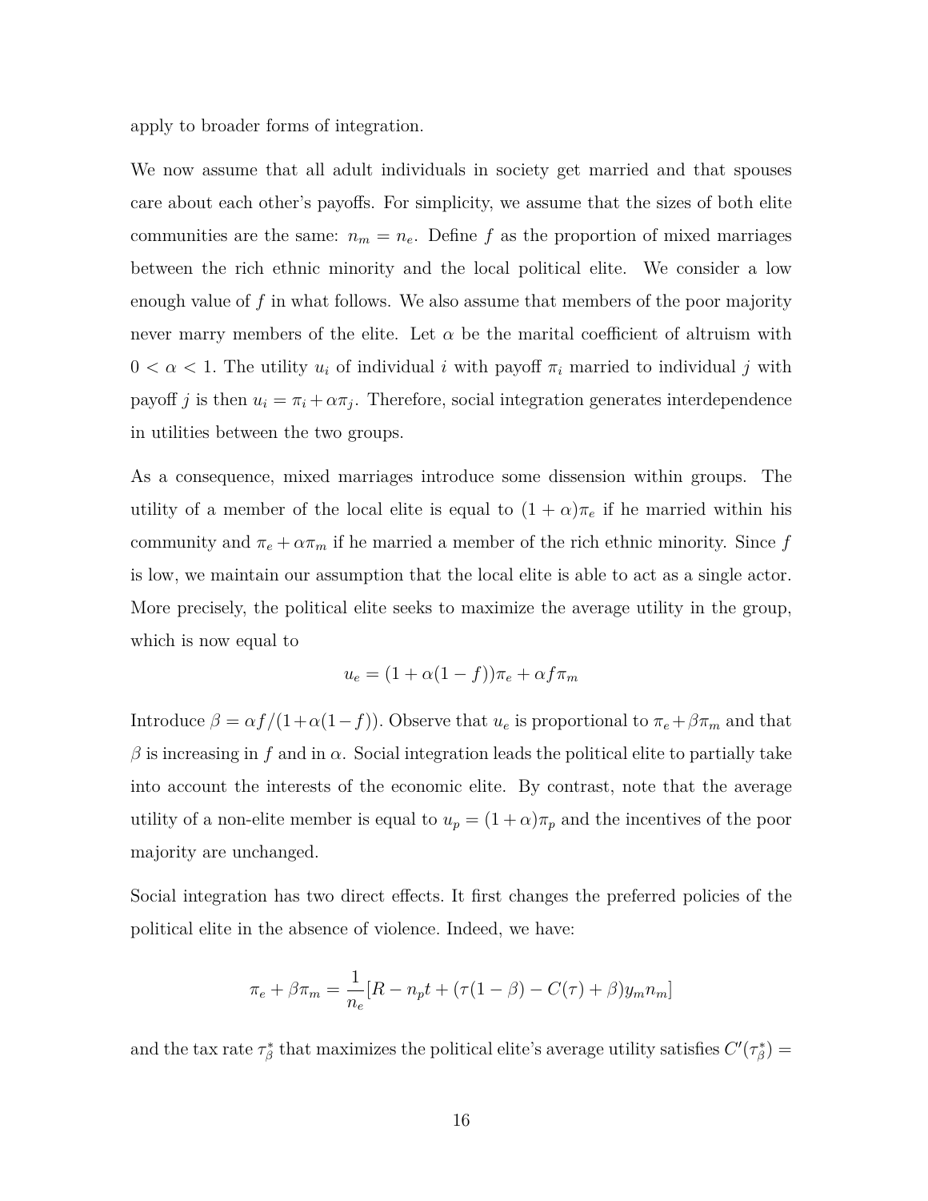apply to broader forms of integration.

We now assume that all adult individuals in society get married and that spouses care about each other's payoffs. For simplicity, we assume that the sizes of both elite communities are the same: $n_m = n_e$. Define $f$ as the proportion of mixed marriages between the rich ethnic minority and the local political elite. We consider a low enough value of $f$ in what follows. We also assume that members of the poor majority never marry members of the elite. Let $\alpha$ be the marital coefficient of altruism with $0 < \alpha < 1$. The utility $u_i$ of individual $i$ with payoff $\pi_i$ married to individual $j$ with payoff $j$ is then $u_i = \pi_i + \alpha\pi_j$. Therefore, social integration generates interdependence in utilities between the two groups.

As a consequence, mixed marriages introduce some dissension within groups. The utility of a member of the local elite is equal to $(1+\alpha)\pi_e$ if he married within his community and $\pi_e + \alpha\pi_m$ if he married a member of the rich ethnic minority. Since $f$ is low, we maintain our assumption that the local elite is able to act as a single actor. More precisely, the political elite seeks to maximize the average utility in the group, which is now equal to

$$u_e = (1 + \alpha(1-f))\pi_e + \alpha f \pi_m$$

Introduce $\beta = \alpha f/(1+\alpha(1-f))$. Observe that $u_e$ is proportional to $\pi_e + \beta\pi_m$ and that $\beta$ is increasing in $f$ and in $\alpha$. Social integration leads the political elite to partially take into account the interests of the economic elite. By contrast, note that the average utility of a non-elite member is equal to $u_p = (1+\alpha)\pi_p$ and the incentives of the poor majority are unchanged.

Social integration has two direct effects. It first changes the preferred policies of the political elite in the absence of violence. Indeed, we have:

$$\pi_e + \beta\pi_m = \frac{1}{n_e}[R - n_p t + (\tau(1-\beta) - C(\tau) + \beta)y_m n_m]$$

and the tax rate $\tau_\beta^*$ that maximizes the political elite's average utility satisfies $C'(\tau_\beta^*) =$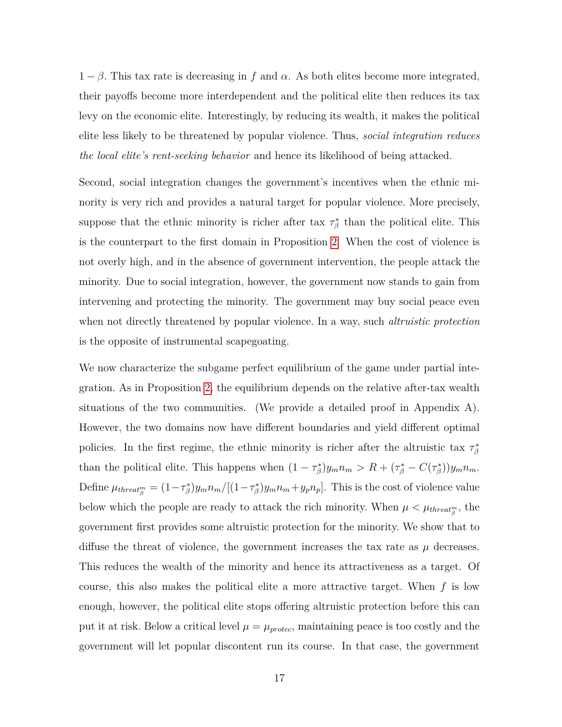$1 - \beta$. This tax rate is decreasing in $f$ and $\alpha$. As both elites become more integrated, their payoffs become more interdependent and the political elite then reduces its tax levy on the economic elite. Interestingly, by reducing its wealth, it makes the political elite less likely to be threatened by popular violence. Thus, *social integration reduces the local elite's rent-seeking behavior* and hence its likelihood of being attacked.

Second, social integration changes the government's incentives when the ethnic minority is very rich and provides a natural target for popular violence. More precisely, suppose that the ethnic minority is richer after tax $\tau_{\beta}^{*}$ than the political elite. This is the counterpart to the first domain in Proposition 2. When the cost of violence is not overly high, and in the absence of government intervention, the people attack the minority. Due to social integration, however, the government now stands to gain from intervening and protecting the minority. The government may buy social peace even when not directly threatened by popular violence. In a way, such *altruistic protection* is the opposite of instrumental scapegoating.

We now characterize the subgame perfect equilibrium of the game under partial integration. As in Proposition 2, the equilibrium depends on the relative after-tax wealth situations of the two communities. (We provide a detailed proof in Appendix A). However, the two domains now have different boundaries and yield different optimal policies. In the first regime, the ethnic minority is richer after the altruistic tax $\tau_{\beta}^{*}$ than the political elite. This happens when $(1 - \tau_{\beta}^{*})y_m n_m > R + (\tau_{\beta}^{*} - C(\tau_{\beta}^{*}))y_m n_m$. Define $\mu_{threat_{\beta}^{m}} = (1 - \tau_{\beta}^{*})y_m n_m / [(1 - \tau_{\beta}^{*})y_m n_m + y_p n_p]$. This is the cost of violence value below which the people are ready to attack the rich minority. When $\mu < \mu_{threat_{\beta}^{m}}$, the government first provides some altruistic protection for the minority. We show that to diffuse the threat of violence, the government increases the tax rate as $\mu$ decreases. This reduces the wealth of the minority and hence its attractiveness as a target. Of course, this also makes the political elite a more attractive target. When $f$ is low enough, however, the political elite stops offering altruistic protection before this can put it at risk. Below a critical level $\mu = \mu_{protec}$, maintaining peace is too costly and the government will let popular discontent run its course. In that case, the government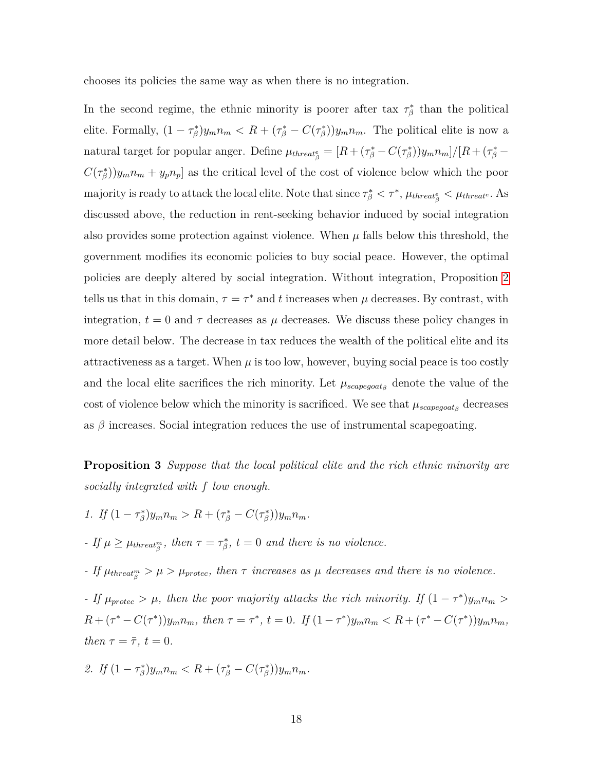chooses its policies the same way as when there is no integration.

In the second regime, the ethnic minority is poorer after tax $\tau^*_\beta$ than the political elite. Formally, $(1-\tau^*_\beta)y_m n_m < R + (\tau^*_\beta - C(\tau^*_\beta))y_m n_m$. The political elite is now a natural target for popular anger. Define $\mu_{threat^e_\beta} = [R + (\tau^*_\beta - C(\tau^*_\beta))y_m n_m]/[R + (\tau^*_\beta - C(\tau^*_\beta))y_m n_m + y_p n_p]$ as the critical level of the cost of violence below which the poor majority is ready to attack the local elite. Note that since $\tau^*_\beta < \tau^*$, $\mu_{threat^e_\beta} < \mu_{threat^e}$. As discussed above, the reduction in rent-seeking behavior induced by social integration also provides some protection against violence. When $\mu$ falls below this threshold, the government modifies its economic policies to buy social peace. However, the optimal policies are deeply altered by social integration. Without integration, Proposition 2 tells us that in this domain, $\tau = \tau^*$ and $t$ increases when $\mu$ decreases. By contrast, with integration, $t = 0$ and $\tau$ decreases as $\mu$ decreases. We discuss these policy changes in more detail below. The decrease in tax reduces the wealth of the political elite and its attractiveness as a target. When $\mu$ is too low, however, buying social peace is too costly and the local elite sacrifices the rich minority. Let $\mu_{scapegoat_\beta}$ denote the value of the cost of violence below which the minority is sacrificed. We see that $\mu_{scapegoat_\beta}$ decreases as $\beta$ increases. Social integration reduces the use of instrumental scapegoating.

**Proposition 3** *Suppose that the local political elite and the rich ethnic minority are socially integrated with $f$ low enough.*

*1. If $(1-\tau^*_\beta)y_m n_m > R + (\tau^*_\beta - C(\tau^*_\beta))y_m n_m$.*

*- If $\mu \geq \mu_{threat^m_\beta}$, then $\tau = \tau^*_\beta$, $t = 0$ and there is no violence.*

*- If $\mu_{threat^m_\beta} > \mu > \mu_{protec}$, then $\tau$ increases as $\mu$ decreases and there is no violence.*

*- If $\mu_{protec} > \mu$, then the poor majority attacks the rich minority. If $(1-\tau^*)y_m n_m > R + (\tau^* - C(\tau^*))y_m n_m$, then $\tau = \tau^*$, $t = 0$. If $(1-\tau^*)y_m n_m < R + (\tau^* - C(\tau^*))y_m n_m$, then $\tau = \bar{\tau}$, $t = 0$.*

*2. If $(1-\tau^*_\beta)y_m n_m < R + (\tau^*_\beta - C(\tau^*_\beta))y_m n_m$.*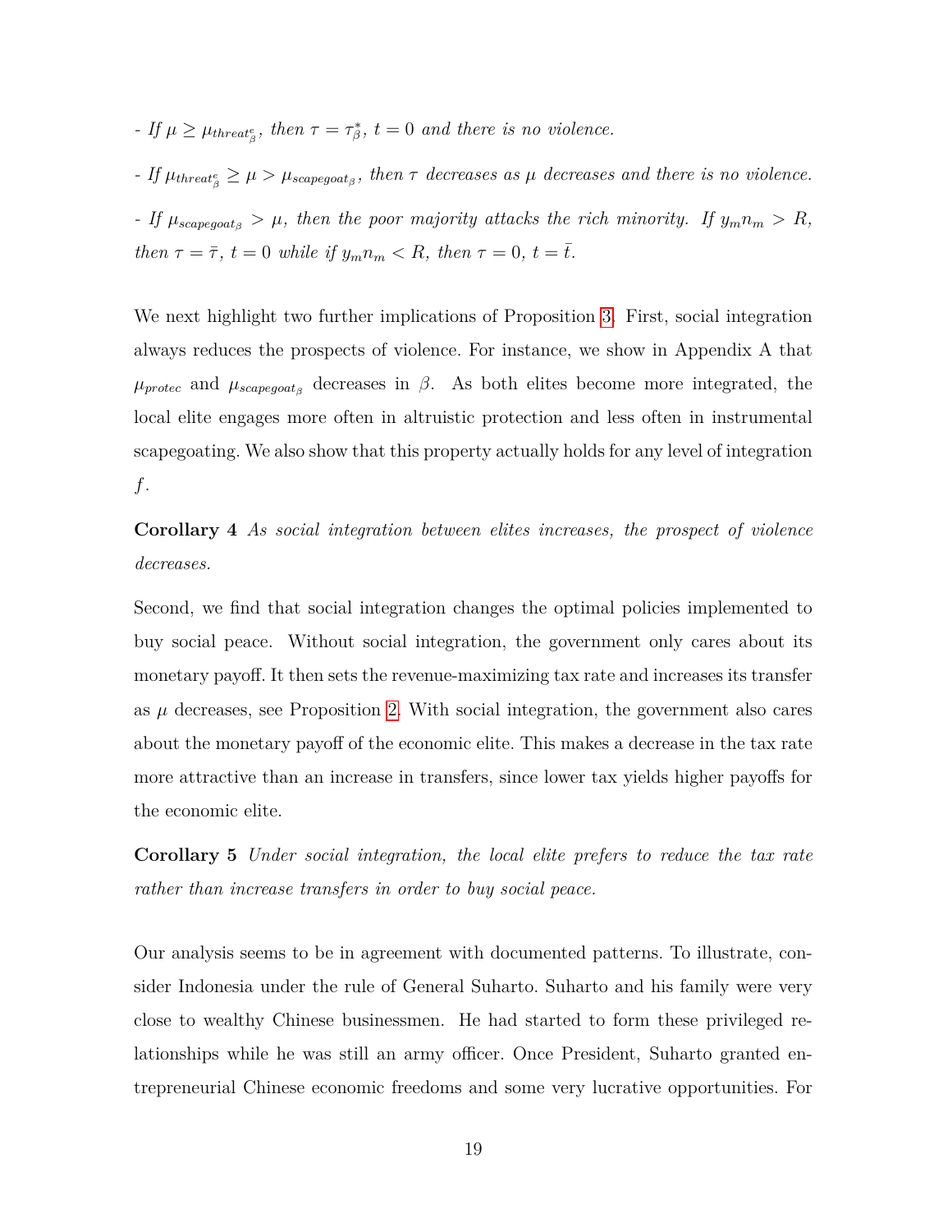- *If $\mu \geq \mu_{threat^e_\beta}$, then $\tau = \tau^*_\beta$, $t = 0$ and there is no violence.*

- *If $\mu_{threat^e_\beta} \geq \mu > \mu_{scapegoat_\beta}$, then $\tau$ decreases as $\mu$ decreases and there is no violence.*

- *If $\mu_{scapegoat_\beta} > \mu$, then the poor majority attacks the rich minority. If $y_m n_m > R$, then $\tau = \bar{\tau}$, $t = 0$ while if $y_m n_m < R$, then $\tau = 0$, $t = \bar{t}$.*

We next highlight two further implications of Proposition 3. First, social integration always reduces the prospects of violence. For instance, we show in Appendix A that $\mu_{protec}$ and $\mu_{scapegoat_\beta}$ decreases in $\beta$. As both elites become more integrated, the local elite engages more often in altruistic protection and less often in instrumental scapegoating. We also show that this property actually holds for any level of integration $f$.

**Corollary 4** *As social integration between elites increases, the prospect of violence decreases.*

Second, we find that social integration changes the optimal policies implemented to buy social peace. Without social integration, the government only cares about its monetary payoff. It then sets the revenue-maximizing tax rate and increases its transfer as $\mu$ decreases, see Proposition 2. With social integration, the government also cares about the monetary payoff of the economic elite. This makes a decrease in the tax rate more attractive than an increase in transfers, since lower tax yields higher payoffs for the economic elite.

**Corollary 5** *Under social integration, the local elite prefers to reduce the tax rate rather than increase transfers in order to buy social peace.*

Our analysis seems to be in agreement with documented patterns. To illustrate, consider Indonesia under the rule of General Suharto. Suharto and his family were very close to wealthy Chinese businessmen. He had started to form these privileged relationships while he was still an army officer. Once President, Suharto granted entrepreneurial Chinese economic freedoms and some very lucrative opportunities. For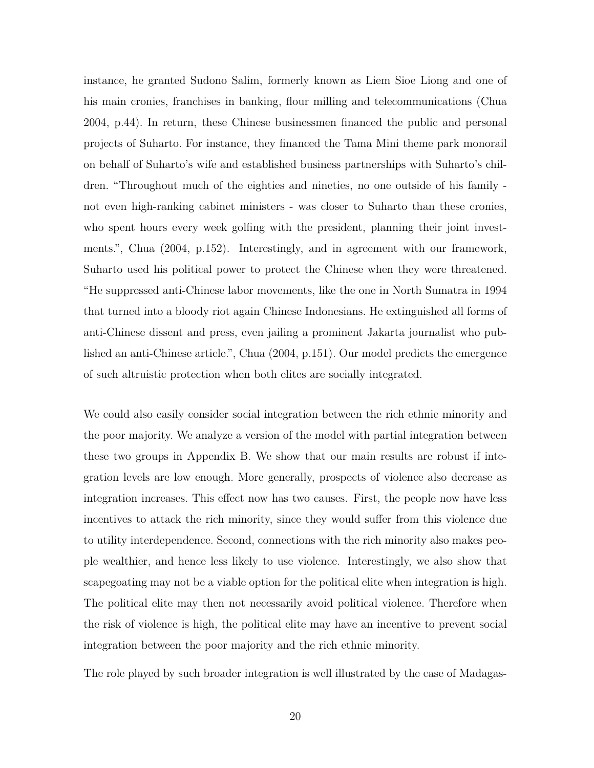instance, he granted Sudono Salim, formerly known as Liem Sioe Liong and one of his main cronies, franchises in banking, flour milling and telecommunications (Chua 2004, p.44). In return, these Chinese businessmen financed the public and personal projects of Suharto. For instance, they financed the Tama Mini theme park monorail on behalf of Suharto's wife and established business partnerships with Suharto's children. "Throughout much of the eighties and nineties, no one outside of his family - not even high-ranking cabinet ministers - was closer to Suharto than these cronies, who spent hours every week golfing with the president, planning their joint investments.", Chua (2004, p.152). Interestingly, and in agreement with our framework, Suharto used his political power to protect the Chinese when they were threatened. "He suppressed anti-Chinese labor movements, like the one in North Sumatra in 1994 that turned into a bloody riot again Chinese Indonesians. He extinguished all forms of anti-Chinese dissent and press, even jailing a prominent Jakarta journalist who published an anti-Chinese article.", Chua (2004, p.151). Our model predicts the emergence of such altruistic protection when both elites are socially integrated.

We could also easily consider social integration between the rich ethnic minority and the poor majority. We analyze a version of the model with partial integration between these two groups in Appendix B. We show that our main results are robust if integration levels are low enough. More generally, prospects of violence also decrease as integration increases. This effect now has two causes. First, the people now have less incentives to attack the rich minority, since they would suffer from this violence due to utility interdependence. Second, connections with the rich minority also makes people wealthier, and hence less likely to use violence. Interestingly, we also show that scapegoating may not be a viable option for the political elite when integration is high. The political elite may then not necessarily avoid political violence. Therefore when the risk of violence is high, the political elite may have an incentive to prevent social integration between the poor majority and the rich ethnic minority.

The role played by such broader integration is well illustrated by the case of Madagas-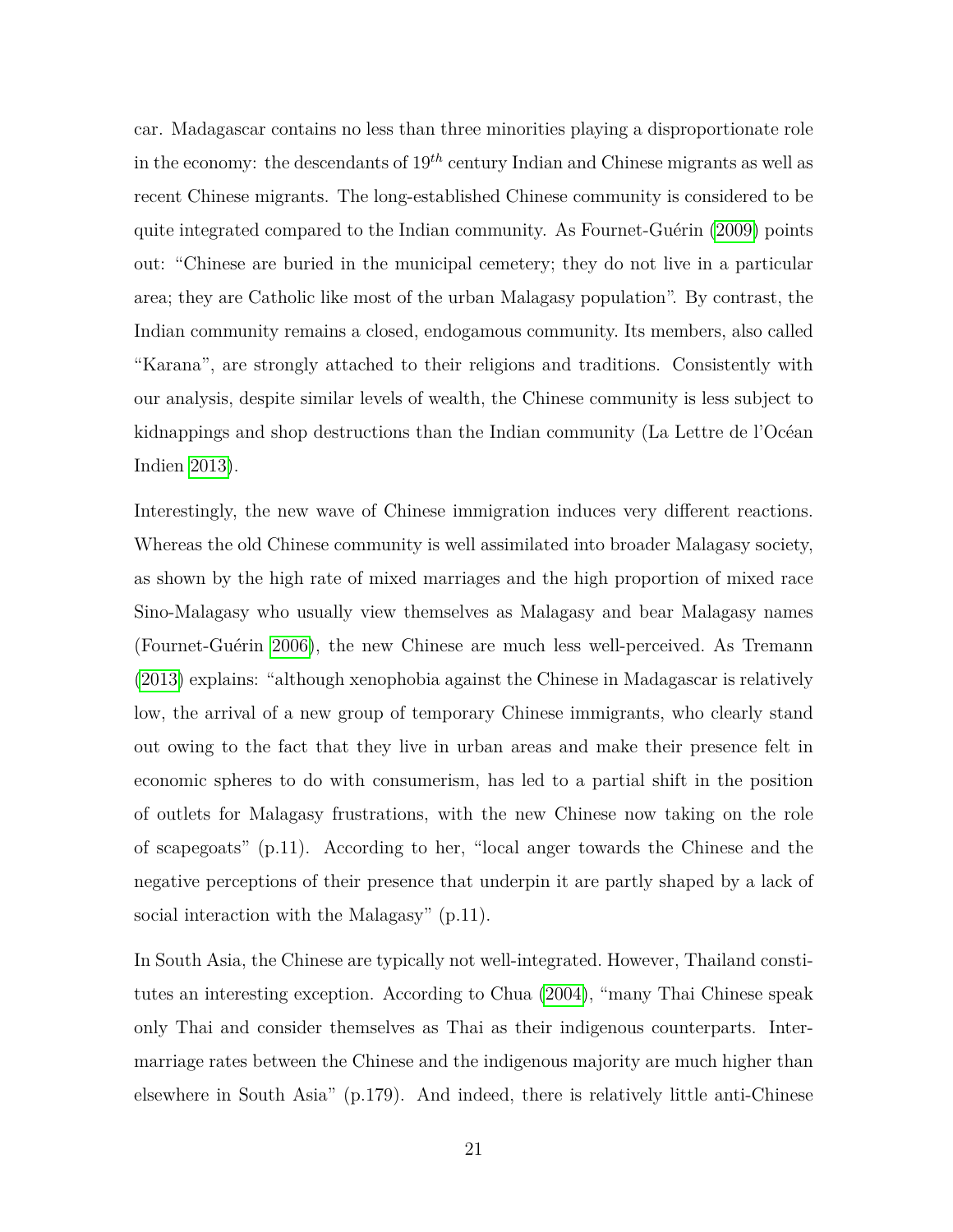car. Madagascar contains no less than three minorities playing a disproportionate role in the economy: the descendants of $19^{th}$ century Indian and Chinese migrants as well as recent Chinese migrants. The long-established Chinese community is considered to be quite integrated compared to the Indian community. As Fournet-Guérin (2009) points out: "Chinese are buried in the municipal cemetery; they do not live in a particular area; they are Catholic like most of the urban Malagasy population". By contrast, the Indian community remains a closed, endogamous community. Its members, also called "Karana", are strongly attached to their religions and traditions. Consistently with our analysis, despite similar levels of wealth, the Chinese community is less subject to kidnappings and shop destructions than the Indian community (La Lettre de l'Océan Indien 2013).

Interestingly, the new wave of Chinese immigration induces very different reactions. Whereas the old Chinese community is well assimilated into broader Malagasy society, as shown by the high rate of mixed marriages and the high proportion of mixed race Sino-Malagasy who usually view themselves as Malagasy and bear Malagasy names (Fournet-Guérin 2006), the new Chinese are much less well-perceived. As Tremann (2013) explains: "although xenophobia against the Chinese in Madagascar is relatively low, the arrival of a new group of temporary Chinese immigrants, who clearly stand out owing to the fact that they live in urban areas and make their presence felt in economic spheres to do with consumerism, has led to a partial shift in the position of outlets for Malagasy frustrations, with the new Chinese now taking on the role of scapegoats" (p.11). According to her, "local anger towards the Chinese and the negative perceptions of their presence that underpin it are partly shaped by a lack of social interaction with the Malagasy" (p.11).

In South Asia, the Chinese are typically not well-integrated. However, Thailand constitutes an interesting exception. According to Chua (2004), "many Thai Chinese speak only Thai and consider themselves as Thai as their indigenous counterparts. Intermarriage rates between the Chinese and the indigenous majority are much higher than elsewhere in South Asia" (p.179). And indeed, there is relatively little anti-Chinese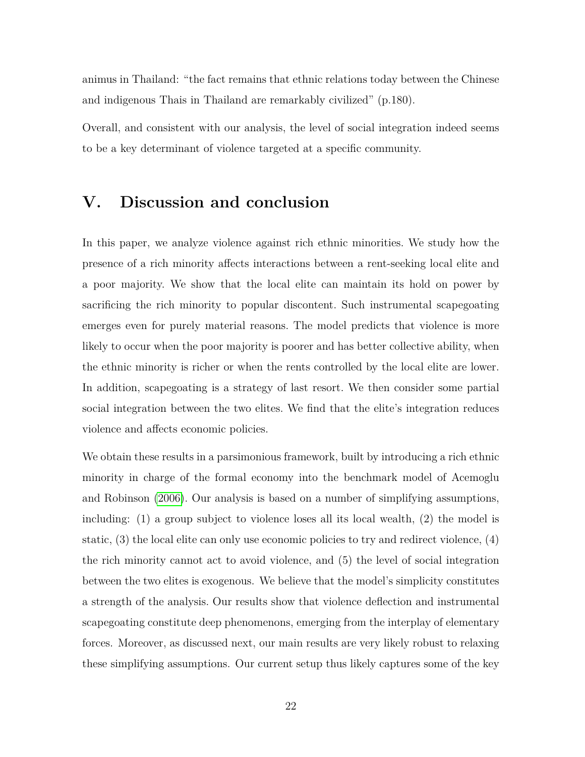animus in Thailand: "the fact remains that ethnic relations today between the Chinese and indigenous Thais in Thailand are remarkably civilized" (p.180).

Overall, and consistent with our analysis, the level of social integration indeed seems to be a key determinant of violence targeted at a specific community.

# V. Discussion and conclusion

In this paper, we analyze violence against rich ethnic minorities. We study how the presence of a rich minority affects interactions between a rent-seeking local elite and a poor majority. We show that the local elite can maintain its hold on power by sacrificing the rich minority to popular discontent. Such instrumental scapegoating emerges even for purely material reasons. The model predicts that violence is more likely to occur when the poor majority is poorer and has better collective ability, when the ethnic minority is richer or when the rents controlled by the local elite are lower. In addition, scapegoating is a strategy of last resort. We then consider some partial social integration between the two elites. We find that the elite's integration reduces violence and affects economic policies.

We obtain these results in a parsimonious framework, built by introducing a rich ethnic minority in charge of the formal economy into the benchmark model of Acemoglu and Robinson (2006). Our analysis is based on a number of simplifying assumptions, including: (1) a group subject to violence loses all its local wealth, (2) the model is static, (3) the local elite can only use economic policies to try and redirect violence, (4) the rich minority cannot act to avoid violence, and (5) the level of social integration between the two elites is exogenous. We believe that the model's simplicity constitutes a strength of the analysis. Our results show that violence deflection and instrumental scapegoating constitute deep phenomenons, emerging from the interplay of elementary forces. Moreover, as discussed next, our main results are very likely robust to relaxing these simplifying assumptions. Our current setup thus likely captures some of the key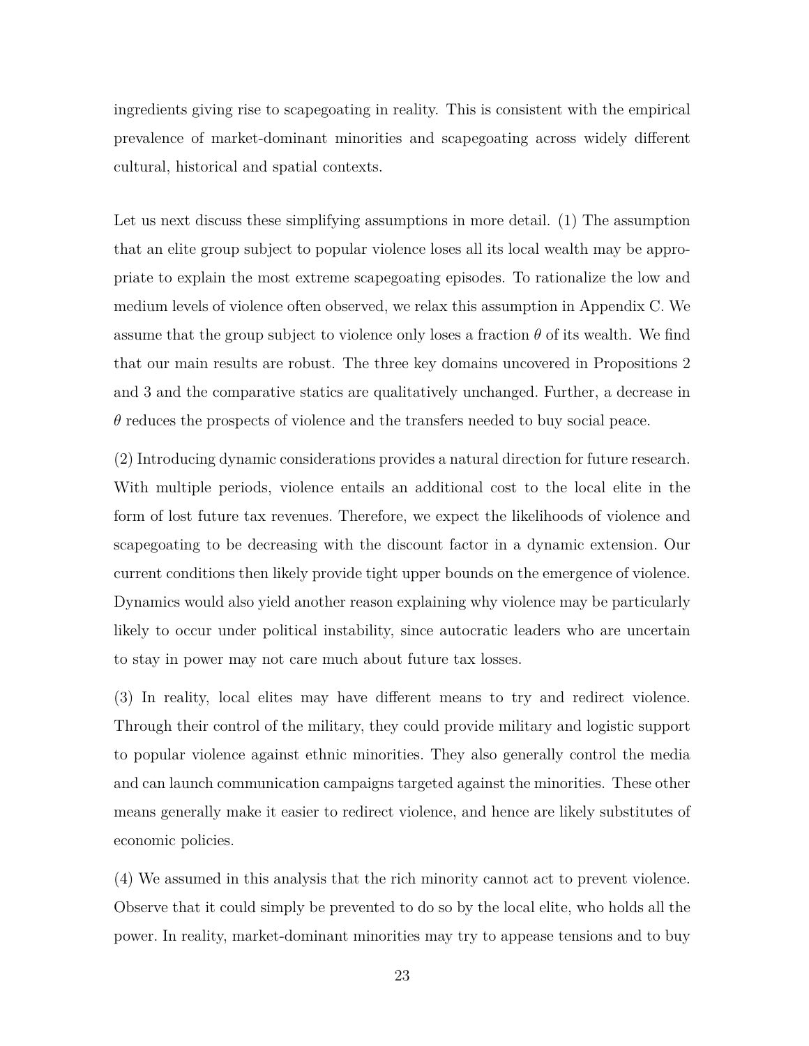ingredients giving rise to scapegoating in reality. This is consistent with the empirical prevalence of market-dominant minorities and scapegoating across widely different cultural, historical and spatial contexts.

Let us next discuss these simplifying assumptions in more detail. (1) The assumption that an elite group subject to popular violence loses all its local wealth may be appropriate to explain the most extreme scapegoating episodes. To rationalize the low and medium levels of violence often observed, we relax this assumption in Appendix C. We assume that the group subject to violence only loses a fraction $\theta$ of its wealth. We find that our main results are robust. The three key domains uncovered in Propositions 2 and 3 and the comparative statics are qualitatively unchanged. Further, a decrease in $\theta$ reduces the prospects of violence and the transfers needed to buy social peace.

(2) Introducing dynamic considerations provides a natural direction for future research. With multiple periods, violence entails an additional cost to the local elite in the form of lost future tax revenues. Therefore, we expect the likelihoods of violence and scapegoating to be decreasing with the discount factor in a dynamic extension. Our current conditions then likely provide tight upper bounds on the emergence of violence. Dynamics would also yield another reason explaining why violence may be particularly likely to occur under political instability, since autocratic leaders who are uncertain to stay in power may not care much about future tax losses.

(3) In reality, local elites may have different means to try and redirect violence. Through their control of the military, they could provide military and logistic support to popular violence against ethnic minorities. They also generally control the media and can launch communication campaigns targeted against the minorities. These other means generally make it easier to redirect violence, and hence are likely substitutes of economic policies.

(4) We assumed in this analysis that the rich minority cannot act to prevent violence. Observe that it could simply be prevented to do so by the local elite, who holds all the power. In reality, market-dominant minorities may try to appease tensions and to buy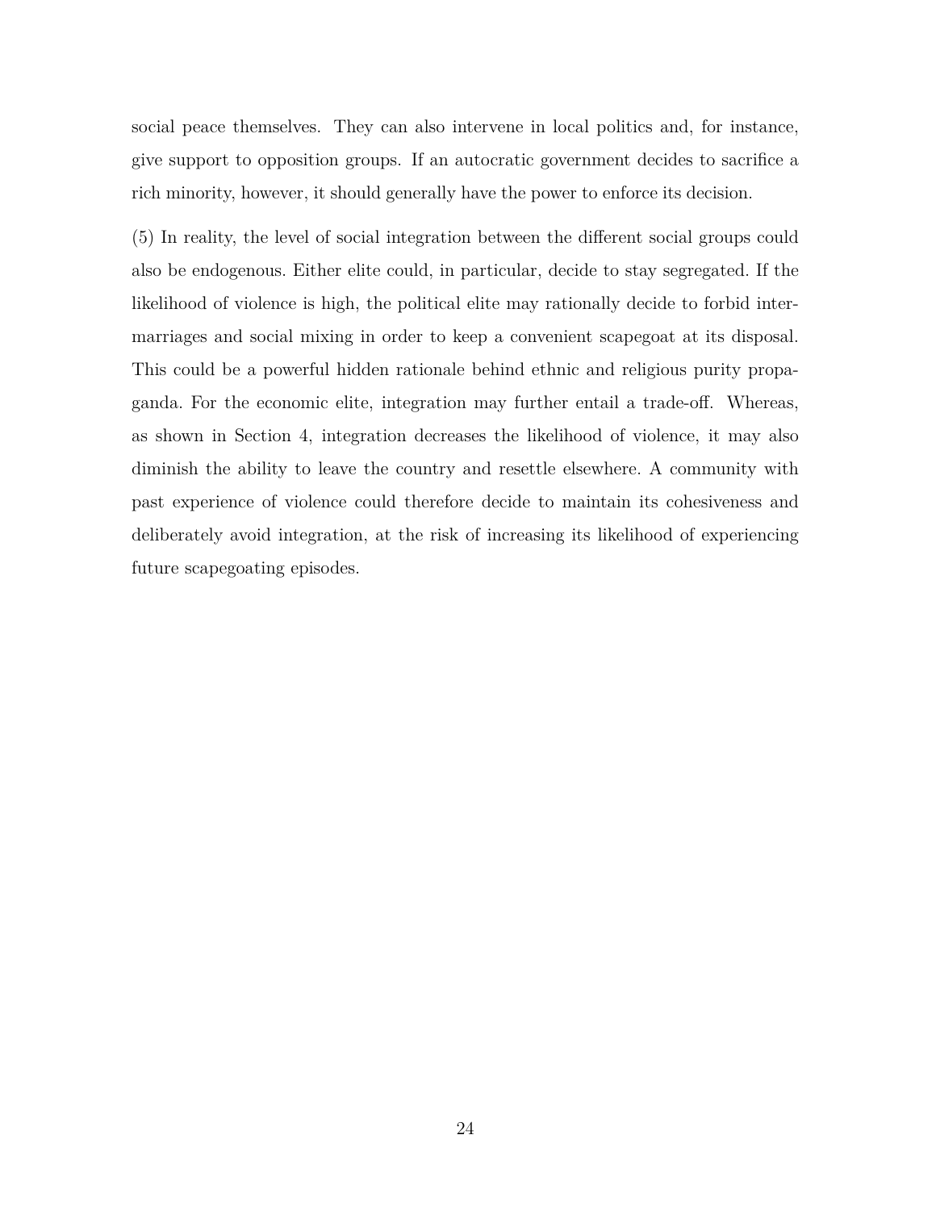social peace themselves. They can also intervene in local politics and, for instance, give support to opposition groups. If an autocratic government decides to sacrifice a rich minority, however, it should generally have the power to enforce its decision.

(5) In reality, the level of social integration between the different social groups could also be endogenous. Either elite could, in particular, decide to stay segregated. If the likelihood of violence is high, the political elite may rationally decide to forbid intermarriages and social mixing in order to keep a convenient scapegoat at its disposal. This could be a powerful hidden rationale behind ethnic and religious purity propaganda. For the economic elite, integration may further entail a trade-off. Whereas, as shown in Section 4, integration decreases the likelihood of violence, it may also diminish the ability to leave the country and resettle elsewhere. A community with past experience of violence could therefore decide to maintain its cohesiveness and deliberately avoid integration, at the risk of increasing its likelihood of experiencing future scapegoating episodes.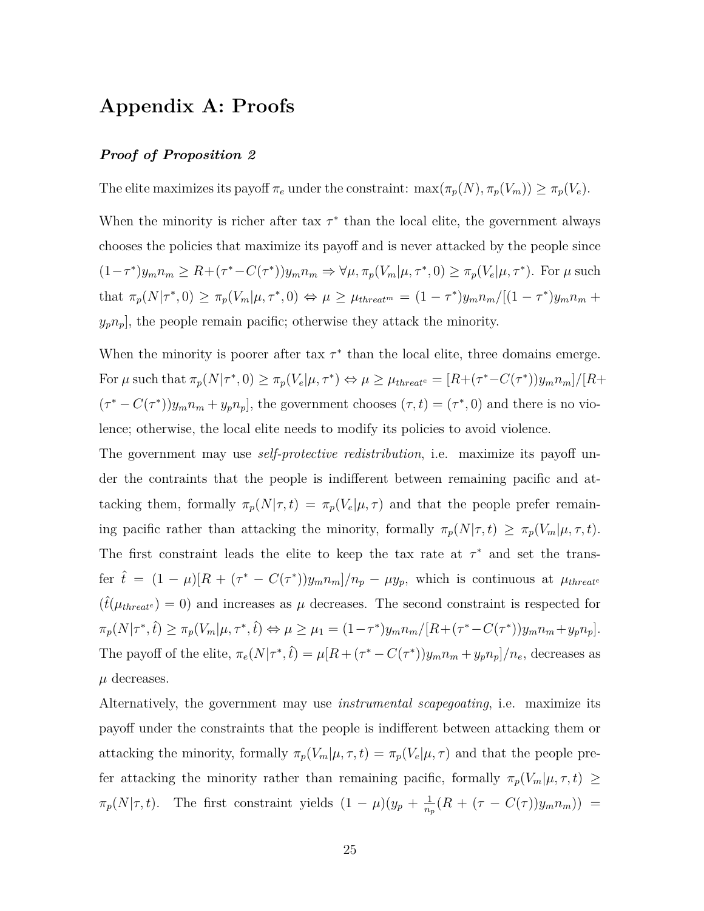# Appendix A: Proofs

***Proof of Proposition 2***

The elite maximizes its payoff $\pi_e$ under the constraint: $\max(\pi_p(N), \pi_p(V_m)) \geq \pi_p(V_e)$.

When the minority is richer after tax $\tau^*$ than the local elite, the government always chooses the policies that maximize its payoff and is never attacked by the people since $(1-\tau^*)y_m n_m \geq R+(\tau^*-C(\tau^*))y_m n_m \Rightarrow \forall \mu, \pi_p(V_m|\mu, \tau^*, 0) \geq \pi_p(V_e|\mu, \tau^*)$. For $\mu$ such that $\pi_p(N|\tau^*, 0) \geq \pi_p(V_m|\mu, \tau^*, 0) \Leftrightarrow \mu \geq \mu_{threat^m} = (1-\tau^*)y_m n_m/[(1-\tau^*)y_m n_m + y_p n_p]$, the people remain pacific; otherwise they attack the minority.

When the minority is poorer after tax $\tau^*$ than the local elite, three domains emerge. For $\mu$ such that $\pi_p(N|\tau^*, 0) \geq \pi_p(V_e|\mu, \tau^*) \Leftrightarrow \mu \geq \mu_{threat^e} = [R+(\tau^*-C(\tau^*))y_m n_m]/[R+(\tau^*-C(\tau^*))y_m n_m + y_p n_p]$, the government chooses $(\tau, t) = (\tau^*, 0)$ and there is no violence; otherwise, the local elite needs to modify its policies to avoid violence.

The government may use *self-protective redistribution*, i.e. maximize its payoff under the contraints that the people is indifferent between remaining pacific and attacking them, formally $\pi_p(N|\tau, t) = \pi_p(V_e|\mu, \tau)$ and that the people prefer remaining pacific rather than attacking the minority, formally $\pi_p(N|\tau, t) \geq \pi_p(V_m|\mu, \tau, t)$. The first constraint leads the elite to keep the tax rate at $\tau^*$ and set the transfer $\hat{t} = (1-\mu)[R + (\tau^* - C(\tau^*))y_m n_m]/n_p - \mu y_p$, which is continuous at $\mu_{threat^e}$ ($\hat{t}(\mu_{threat^e}) = 0$) and increases as $\mu$ decreases. The second constraint is respected for $\pi_p(N|\tau^*, \hat{t}) \geq \pi_p(V_m|\mu, \tau^*, \hat{t}) \Leftrightarrow \mu \geq \mu_1 = (1-\tau^*)y_m n_m/[R+(\tau^*-C(\tau^*))y_m n_m + y_p n_p]$. The payoff of the elite, $\pi_e(N|\tau^*, \hat{t}) = \mu[R + (\tau^* - C(\tau^*))y_m n_m + y_p n_p]/n_e$, decreases as $\mu$ decreases.

Alternatively, the government may use *instrumental scapegoating*, i.e. maximize its payoff under the constraints that the people is indifferent between attacking them or attacking the minority, formally $\pi_p(V_m|\mu, \tau, t) = \pi_p(V_e|\mu, \tau)$ and that the people prefer attacking the minority rather than remaining pacific, formally $\pi_p(V_m|\mu, \tau, t) \geq \pi_p(N|\tau, t)$. The first constraint yields $(1-\mu)(y_p + \frac{1}{n_p}(R + (\tau - C(\tau))y_m n_m)) =$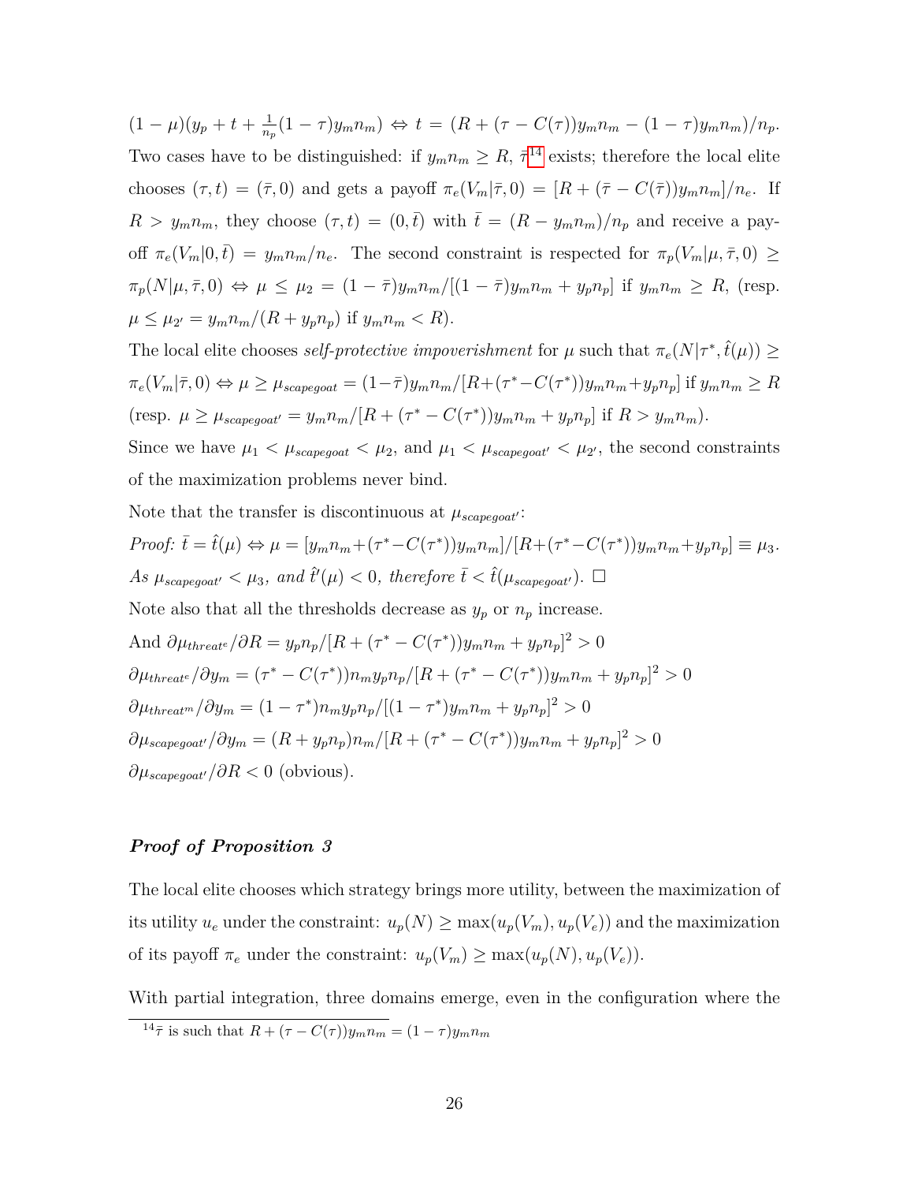$(1-\mu)(y_p + t + \frac{1}{n_p}(1-\tau)y_m n_m) \Leftrightarrow t = (R + (\tau - C(\tau))y_m n_m - (1-\tau)y_m n_m)/n_p$. Two cases have to be distinguished: if $y_m n_m \geq R$, $\bar{\tau}$[14] exists; therefore the local elite chooses $(\tau, t) = (\bar{\tau}, 0)$ and gets a payoff $\pi_e(V_m|\bar{\tau}, 0) = [R + (\bar{\tau} - C(\bar{\tau}))y_m n_m]/n_e$. If $R > y_m n_m$, they choose $(\tau, t) = (0, \bar{t})$ with $\bar{t} = (R - y_m n_m)/n_p$ and receive a payoff $\pi_e(V_m|0, \bar{t}) = y_m n_m/n_e$. The second constraint is respected for $\pi_p(V_m|\mu, \bar{\tau}, 0) \geq \pi_p(N|\mu, \bar{\tau}, 0) \Leftrightarrow \mu \leq \mu_2 = (1-\bar{\tau})y_m n_m/[(1-\bar{\tau})y_m n_m + y_p n_p]$ if $y_m n_m \geq R$, (resp. $\mu \leq \mu_{2'} = y_m n_m/(R + y_p n_p)$ if $y_m n_m < R$).

The local elite chooses *self-protective impoverishment* for $\mu$ such that $\pi_e(N|\tau^*, \hat{t}(\mu)) \geq \pi_e(V_m|\bar{\tau}, 0) \Leftrightarrow \mu \geq \mu_{scapegoat} = (1-\bar{\tau})y_m n_m/[R + (\tau^* - C(\tau^*))y_m n_m + y_p n_p]$ if $y_m n_m \geq R$ (resp. $\mu \geq \mu_{scapegoat'} = y_m n_m/[R + (\tau^* - C(\tau^*))y_m n_m + y_p n_p]$ if $R > y_m n_m$).

Since we have $\mu_1 < \mu_{scapegoat} < \mu_2$, and $\mu_1 < \mu_{scapegoat'} < \mu_{2'}$, the second constraints of the maximization problems never bind.

Note that the transfer is discontinuous at $\mu_{scapegoat'}$:

*Proof:* $\bar{t} = \hat{t}(\mu) \Leftrightarrow \mu = [y_m n_m + (\tau^* - C(\tau^*))y_m n_m]/[R + (\tau^* - C(\tau^*))y_m n_m + y_p n_p] \equiv \mu_3$. *As* $\mu_{scapegoat'} < \mu_3$*, and* $\hat{t}'(\mu) < 0$*, therefore* $\bar{t} < \hat{t}(\mu_{scapegoat'})$. $\square$

Note also that all the thresholds decrease as $y_p$ or $n_p$ increase.

And $\partial\mu_{threat^e}/\partial R = y_p n_p/[R + (\tau^* - C(\tau^*))y_m n_m + y_p n_p]^2 > 0$

$\partial\mu_{threat^e}/\partial y_m = (\tau^* - C(\tau^*))n_m y_p n_p/[R + (\tau^* - C(\tau^*))y_m n_m + y_p n_p]^2 > 0$

$\partial\mu_{threat^m}/\partial y_m = (1-\tau^*)n_m y_p n_p/[(1-\tau^*)y_m n_m + y_p n_p]^2 > 0$

$\partial\mu_{scapegoat'}/\partial y_m = (R + y_p n_p)n_m/[R + (\tau^* - C(\tau^*))y_m n_m + y_p n_p]^2 > 0$

$\partial\mu_{scapegoat'}/\partial R < 0$ (obvious).

### *Proof of Proposition 3*

The local elite chooses which strategy brings more utility, between the maximization of its utility $u_e$ under the constraint: $u_p(N) \geq \max(u_p(V_m), u_p(V_e))$ and the maximization of its payoff $\pi_e$ under the constraint: $u_p(V_m) \geq \max(u_p(N), u_p(V_e))$.

With partial integration, three domains emerge, even in the configuration where the

[14] $\bar{\tau}$ is such that $R + (\tau - C(\tau))y_m n_m = (1-\tau)y_m n_m$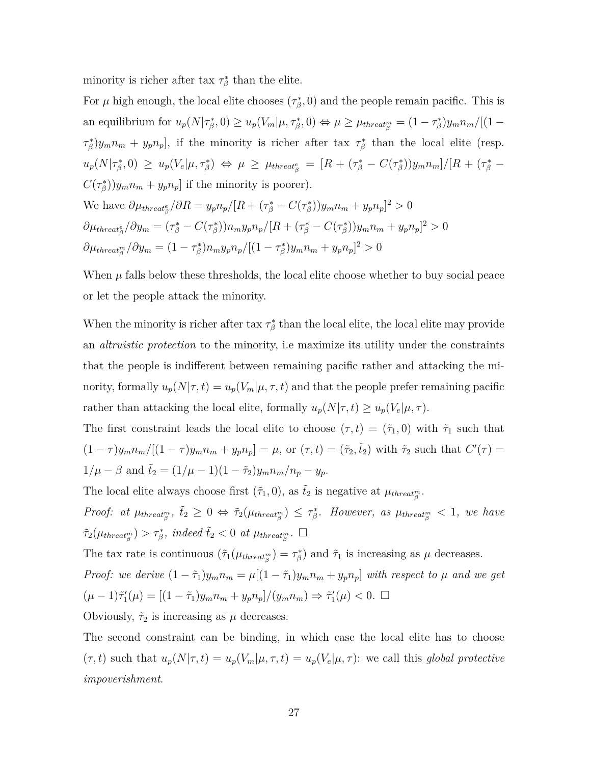minority is richer after tax $\tau^*_\beta$ than the elite.

For $\mu$ high enough, the local elite chooses $(\tau^*_\beta, 0)$ and the people remain pacific. This is an equilibrium for $u_p(N|\tau^*_\beta, 0) \geq u_p(V_m|\mu, \tau^*_\beta, 0) \Leftrightarrow \mu \geq \mu_{threat^m_\beta} = (1-\tau^*_\beta)y_m n_m/[(1-\tau^*_\beta)y_m n_m + y_p n_p]$, if the minority is richer after tax $\tau^*_\beta$ than the local elite (resp. $u_p(N|\tau^*_\beta, 0) \geq u_p(V_e|\mu, \tau^*_\beta) \Leftrightarrow \mu \geq \mu_{threat^e_\beta} = [R + (\tau^*_\beta - C(\tau^*_\beta))y_m n_m]/[R + (\tau^*_\beta - C(\tau^*_\beta))y_m n_m + y_p n_p]$ if the minority is poorer).

We have $\partial\mu_{threat^e_\beta}/\partial R = y_p n_p/[R + (\tau^*_\beta - C(\tau^*_\beta))y_m n_m + y_p n_p]^2 > 0$

$\partial\mu_{threat^e_\beta}/\partial y_m = (\tau^*_\beta - C(\tau^*_\beta))n_m y_p n_p/[R + (\tau^*_\beta - C(\tau^*_\beta))y_m n_m + y_p n_p]^2 > 0$

$\partial\mu_{threat^m_\beta}/\partial y_m = (1-\tau^*_\beta)n_m y_p n_p/[(1-\tau^*_\beta)y_m n_m + y_p n_p]^2 > 0$

When $\mu$ falls below these thresholds, the local elite choose whether to buy social peace or let the people attack the minority.

When the minority is richer after tax $\tau^*_\beta$ than the local elite, the local elite may provide an *altruistic protection* to the minority, i.e maximize its utility under the constraints that the people is indifferent between remaining pacific rather and attacking the minority, formally $u_p(N|\tau, t) = u_p(V_m|\mu, \tau, t)$ and that the people prefer remaining pacific rather than attacking the local elite, formally $u_p(N|\tau, t) \geq u_p(V_e|\mu, \tau)$.

The first constraint leads the local elite to choose $(\tau, t) = (\tilde{\tau}_1, 0)$ with $\tilde{\tau}_1$ such that $(1-\tau)y_m n_m/[(1-\tau)y_m n_m + y_p n_p] = \mu$, or $(\tau, t) = (\tilde{\tau}_2, \tilde{t}_2)$ with $\tilde{\tau}_2$ such that $C'(\tau) = 1/\mu - \beta$ and $\tilde{t}_2 = (1/\mu - 1)(1-\tilde{\tau}_2)y_m n_m/n_p - y_p$.

The local elite always choose first $(\tilde{\tau}_1, 0)$, as $\tilde{t}_2$ is negative at $\mu_{threat^m_\beta}$.

*Proof: at $\mu_{threat^m_\beta}$, $\tilde{t}_2 \geq 0 \Leftrightarrow \tilde{\tau}_2(\mu_{threat^m_\beta}) \leq \tau^*_\beta$. However, as $\mu_{threat^m_\beta} < 1$, we have $\tilde{\tau}_2(\mu_{threat^m_\beta}) > \tau^*_\beta$, indeed $\tilde{t}_2 < 0$ at $\mu_{threat^m_\beta}$.* $\square$

The tax rate is continuous ($\tilde{\tau}_1(\mu_{threat^m_\beta}) = \tau^*_\beta$) and $\tilde{\tau}_1$ is increasing as $\mu$ decreases.

*Proof: we derive $(1-\tilde{\tau}_1)y_m n_m = \mu[(1-\tilde{\tau}_1)y_m n_m + y_p n_p]$ with respect to $\mu$ and we get $(\mu - 1)\tilde{\tau}_1'(\mu) = [(1-\tilde{\tau}_1)y_m n_m + y_p n_p]/(y_m n_m) \Rightarrow \tilde{\tau}_1'(\mu) < 0$.* $\square$

Obviously, $\tilde{\tau}_2$ is increasing as $\mu$ decreases.

The second constraint can be binding, in which case the local elite has to choose $(\tau, t)$ such that $u_p(N|\tau, t) = u_p(V_m|\mu, \tau, t) = u_p(V_e|\mu, \tau)$: we call this *global protective impoverishment*.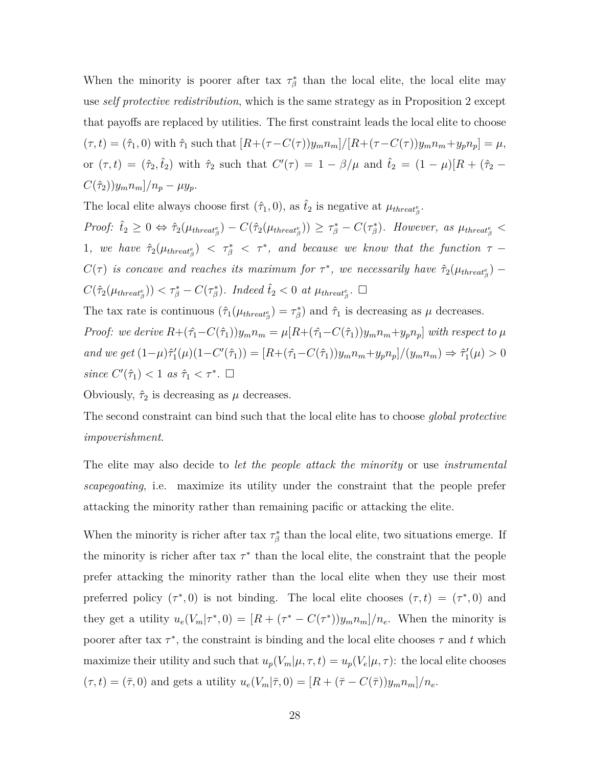When the minority is poorer after tax $\tau^*_\beta$ than the local elite, the local elite may use *self protective redistribution*, which is the same strategy as in Proposition 2 except that payoffs are replaced by utilities. The first constraint leads the local elite to choose $(\tau, t) = (\hat{\tau}_1, 0)$ with $\hat{\tau}_1$ such that $[R+(\tau-C(\tau))y_m n_m]/[R+(\tau-C(\tau))y_m n_m+y_p n_p] = \mu$, or $(\tau, t) = (\hat{\tau}_2, \hat{t}_2)$ with $\hat{\tau}_2$ such that $C'(\tau) = 1 - \beta/\mu$ and $\hat{t}_2 = (1-\mu)[R + (\hat{\tau}_2 - C(\hat{\tau}_2))y_m n_m]/n_p - \mu y_p$.

The local elite always choose first $(\hat{\tau}_1, 0)$, as $\hat{t}_2$ is negative at $\mu_{threat^e_\beta}$.

*Proof:* $\hat{t}_2 \geq 0 \Leftrightarrow \hat{\tau}_2(\mu_{threat^e_\beta}) - C(\hat{\tau}_2(\mu_{threat^e_\beta})) \geq \tau^*_\beta - C(\tau^*_\beta)$. *However, as* $\mu_{threat^e_\beta} < 1$, *we have* $\hat{\tau}_2(\mu_{threat^e_\beta}) < \tau^*_\beta < \tau^*$, *and because we know that the function* $\tau - C(\tau)$ *is concave and reaches its maximum for* $\tau^*$, *we necessarily have* $\hat{\tau}_2(\mu_{threat^e_\beta}) - C(\hat{\tau}_2(\mu_{threat^e_\beta})) < \tau^*_\beta - C(\tau^*_\beta)$. *Indeed* $\hat{t}_2 < 0$ *at* $\mu_{threat^e_\beta}$. $\square$

The tax rate is continuous ($\hat{\tau}_1(\mu_{threat^e_\beta}) = \tau^*_\beta$) and $\hat{\tau}_1$ is decreasing as $\mu$ decreases.

*Proof: we derive* $R+(\hat{\tau}_1-C(\hat{\tau}_1))y_m n_m = \mu[R+(\hat{\tau}_1-C(\hat{\tau}_1))y_m n_m+y_p n_p]$ *with respect to* $\mu$ *and we get* $(1-\mu)\hat{\tau}'_1(\mu)(1-C'(\hat{\tau}_1)) = [R+(\hat{\tau}_1-C(\hat{\tau}_1))y_m n_m+y_p n_p]/(y_m n_m) \Rightarrow \hat{\tau}'_1(\mu) > 0$ *since* $C'(\hat{\tau}_1) < 1$ *as* $\hat{\tau}_1 < \tau^*$. $\square$

Obviously, $\hat{\tau}_2$ is decreasing as $\mu$ decreases.

The second constraint can bind such that the local elite has to choose *global protective impoverishment*.

The elite may also decide to *let the people attack the minority* or use *instrumental scapegoating*, i.e. maximize its utility under the constraint that the people prefer attacking the minority rather than remaining pacific or attacking the elite.

When the minority is richer after tax $\tau^*_\beta$ than the local elite, two situations emerge. If the minority is richer after tax $\tau^*$ than the local elite, the constraint that the people prefer attacking the minority rather than the local elite when they use their most preferred policy $(\tau^*, 0)$ is not binding. The local elite chooses $(\tau, t) = (\tau^*, 0)$ and they get a utility $u_e(V_m|\tau^*, 0) = [R + (\tau^* - C(\tau^*))y_m n_m]/n_e$. When the minority is poorer after tax $\tau^*$, the constraint is binding and the local elite chooses $\tau$ and $t$ which maximize their utility and such that $u_p(V_m|\mu, \tau, t) = u_p(V_e|\mu, \tau)$: the local elite chooses $(\tau, t) = (\bar{\tau}, 0)$ and gets a utility $u_e(V_m|\bar{\tau}, 0) = [R + (\bar{\tau} - C(\bar{\tau}))y_m n_m]/n_e$.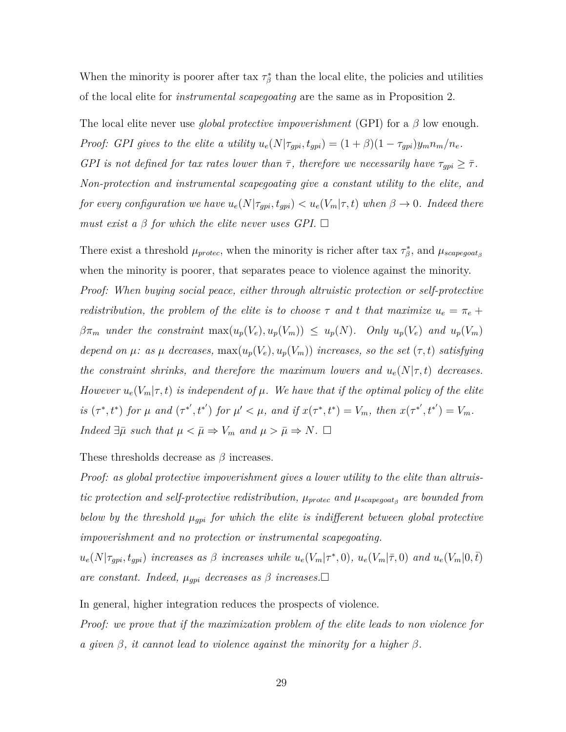When the minority is poorer after tax $\tau^*_\beta$ than the local elite, the policies and utilities of the local elite for *instrumental scapegoating* are the same as in Proposition 2.

The local elite never use *global protective impoverishment* (GPI) for a $\beta$ low enough.
*Proof: GPI gives to the elite a utility $u_e(N|\tau_{gpi}, t_{gpi}) = (1+\beta)(1-\tau_{gpi})y_m n_m/n_e$. GPI is not defined for tax rates lower than $\bar{\tau}$, therefore we necessarily have $\tau_{gpi} \geq \bar{\tau}$. Non-protection and instrumental scapegoating give a constant utility to the elite, and for every configuration we have $u_e(N|\tau_{gpi}, t_{gpi}) < u_e(V_m|\tau, t)$ when $\beta \to 0$. Indeed there must exist a $\beta$ for which the elite never uses GPI.* $\square$

There exist a threshold $\mu_{protec}$, when the minority is richer after tax $\tau^*_\beta$, and $\mu_{scapegoat_\beta}$ when the minority is poorer, that separates peace to violence against the minority.
*Proof: When buying social peace, either through altruistic protection or self-protective redistribution, the problem of the elite is to choose $\tau$ and $t$ that maximize $u_e = \pi_e + \beta\pi_m$ under the constraint $\max(u_p(V_e), u_p(V_m)) \leq u_p(N)$. Only $u_p(V_e)$ and $u_p(V_m)$ depend on $\mu$: as $\mu$ decreases, $\max(u_p(V_e), u_p(V_m))$ increases, so the set $(\tau, t)$ satisfying the constraint shrinks, and therefore the maximum lowers and $u_e(N|\tau, t)$ decreases. However $u_e(V_m|\tau, t)$ is independent of $\mu$. We have that if the optimal policy of the elite is $(\tau^*, t^*)$ for $\mu$ and $(\tau^{*'}, t^{*'})$ for $\mu' < \mu$, and if $x(\tau^*, t^*) = V_m$, then $x(\tau^{*'}, t^{*'}) = V_m$. Indeed $\exists \bar{\mu}$ such that $\mu < \bar{\mu} \Rightarrow V_m$ and $\mu > \bar{\mu} \Rightarrow N$.* $\square$

These thresholds decrease as $\beta$ increases.
*Proof: as global protective impoverishment gives a lower utility to the elite than altruistic protection and self-protective redistribution, $\mu_{protec}$ and $\mu_{scapegoat_\beta}$ are bounded from below by the threshold $\mu_{gpi}$ for which the elite is indifferent between global protective impoverishment and no protection or instrumental scapegoating.*
*$u_e(N|\tau_{gpi}, t_{gpi})$ increases as $\beta$ increases while $u_e(V_m|\tau^*, 0)$, $u_e(V_m|\bar{\tau}, 0)$ and $u_e(V_m|0, \bar{t})$ are constant. Indeed, $\mu_{gpi}$ decreases as $\beta$ increases.*$\square$

In general, higher integration reduces the prospects of violence.
*Proof: we prove that if the maximization problem of the elite leads to non violence for a given $\beta$, it cannot lead to violence against the minority for a higher $\beta$.*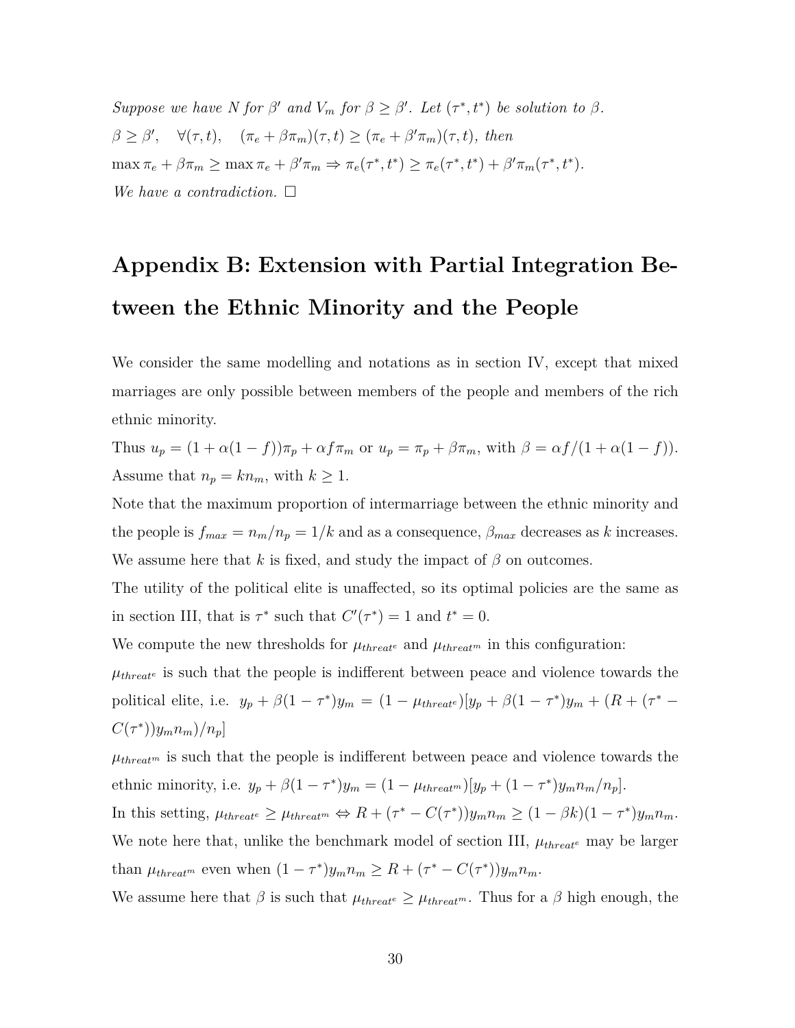*Suppose we have $N$ for $\beta'$ and $V_m$ for $\beta \geq \beta'$. Let $(\tau^*, t^*)$ be solution to $\beta$.*

$\beta \geq \beta', \quad \forall(\tau, t), \quad (\pi_e + \beta\pi_m)(\tau, t) \geq (\pi_e + \beta'\pi_m)(\tau, t)$, *then*

$\max \pi_e + \beta\pi_m \geq \max \pi_e + \beta'\pi_m \Rightarrow \pi_e(\tau^*, t^*) \geq \pi_e(\tau^*, t^*) + \beta'\pi_m(\tau^*, t^*)$.

*We have a contradiction.* □

# Appendix B: Extension with Partial Integration Between the Ethnic Minority and the People

We consider the same modelling and notations as in section IV, except that mixed marriages are only possible between members of the people and members of the rich ethnic minority.

Thus $u_p = (1 + \alpha(1 - f))\pi_p + \alpha f \pi_m$ or $u_p = \pi_p + \beta\pi_m$, with $\beta = \alpha f/(1 + \alpha(1 - f))$.

Assume that $n_p = kn_m$, with $k \geq 1$.

Note that the maximum proportion of intermarriage between the ethnic minority and the people is $f_{max} = n_m/n_p = 1/k$ and as a consequence, $\beta_{max}$ decreases as $k$ increases. We assume here that $k$ is fixed, and study the impact of $\beta$ on outcomes.

The utility of the political elite is unaffected, so its optimal policies are the same as in section III, that is $\tau^*$ such that $C'(\tau^*) = 1$ and $t^* = 0$.

We compute the new thresholds for $\mu_{threat^e}$ and $\mu_{threat^m}$ in this configuration:

$\mu_{threat^e}$ is such that the people is indifferent between peace and violence towards the political elite, i.e. $y_p + \beta(1 - \tau^*)y_m = (1 - \mu_{threat^e})[y_p + \beta(1 - \tau^*)y_m + (R + (\tau^* - C(\tau^*))y_m n_m)/n_p]$

$\mu_{threat^m}$ is such that the people is indifferent between peace and violence towards the ethnic minority, i.e. $y_p + \beta(1 - \tau^*)y_m = (1 - \mu_{threat^m})[y_p + (1 - \tau^*)y_m n_m/n_p]$.

In this setting, $\mu_{threat^e} \geq \mu_{threat^m} \Leftrightarrow R + (\tau^* - C(\tau^*))y_m n_m \geq (1 - \beta k)(1 - \tau^*)y_m n_m$.

We note here that, unlike the benchmark model of section III, $\mu_{threat^e}$ may be larger than $\mu_{threat^m}$ even when $(1 - \tau^*)y_m n_m \geq R + (\tau^* - C(\tau^*))y_m n_m$.

We assume here that $\beta$ is such that $\mu_{threat^e} \geq \mu_{threat^m}$. Thus for a $\beta$ high enough, the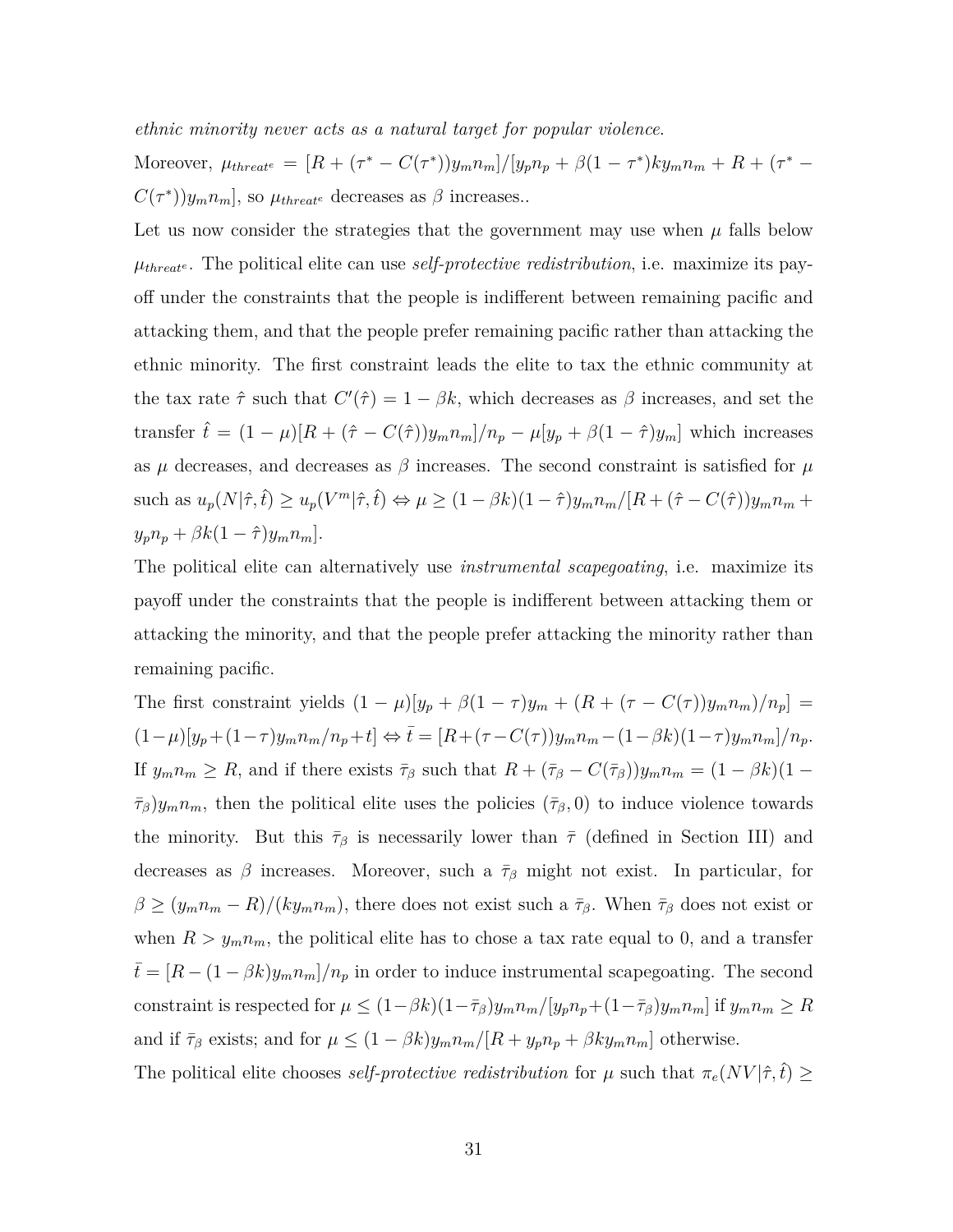*ethnic minority never acts as a natural target for popular violence.*

Moreover, $\mu_{threat^e} = [R + (\tau^* - C(\tau^*))y_m n_m]/[y_p n_p + \beta(1-\tau^*)k y_m n_m + R + (\tau^* - C(\tau^*))y_m n_m]$, so $\mu_{threat^e}$ decreases as $\beta$ increases..

Let us now consider the strategies that the government may use when $\mu$ falls below $\mu_{threat^e}$. The political elite can use *self-protective redistribution*, i.e. maximize its payoff under the constraints that the people is indifferent between remaining pacific and attacking them, and that the people prefer remaining pacific rather than attacking the ethnic minority. The first constraint leads the elite to tax the ethnic community at the tax rate $\hat{\tau}$ such that $C'(\hat{\tau}) = 1 - \beta k$, which decreases as $\beta$ increases, and set the transfer $\hat{t} = (1-\mu)[R + (\hat{\tau} - C(\hat{\tau}))y_m n_m]/n_p - \mu[y_p + \beta(1-\hat{\tau})y_m]$ which increases as $\mu$ decreases, and decreases as $\beta$ increases. The second constraint is satisfied for $\mu$ such as $u_p(N|\hat{\tau},\hat{t}) \geq u_p(V^m|\hat{\tau},\hat{t}) \Leftrightarrow \mu \geq (1-\beta k)(1-\hat{\tau})y_m n_m/[R + (\hat{\tau} - C(\hat{\tau}))y_m n_m + y_p n_p + \beta k(1-\hat{\tau})y_m n_m]$.

The political elite can alternatively use *instrumental scapegoating*, i.e. maximize its payoff under the constraints that the people is indifferent between attacking them or attacking the minority, and that the people prefer attacking the minority rather than remaining pacific.

The first constraint yields $(1-\mu)[y_p + \beta(1-\tau)y_m + (R + (\tau - C(\tau))y_m n_m)/n_p] = (1-\mu)[y_p + (1-\tau)y_m n_m/n_p + t] \Leftrightarrow \bar{t} = [R + (\tau - C(\tau))y_m n_m - (1-\beta k)(1-\tau)y_m n_m]/n_p$. If $y_m n_m \geq R$, and if there exists $\bar{\tau}_\beta$ such that $R + (\bar{\tau}_\beta - C(\bar{\tau}_\beta))y_m n_m = (1-\beta k)(1-\bar{\tau}_\beta)y_m n_m$, then the political elite uses the policies $(\bar{\tau}_\beta, 0)$ to induce violence towards the minority. But this $\bar{\tau}_\beta$ is necessarily lower than $\bar{\tau}$ (defined in Section III) and decreases as $\beta$ increases. Moreover, such a $\bar{\tau}_\beta$ might not exist. In particular, for $\beta \geq (y_m n_m - R)/(k y_m n_m)$, there does not exist such a $\bar{\tau}_\beta$. When $\bar{\tau}_\beta$ does not exist or when $R > y_m n_m$, the political elite has to chose a tax rate equal to 0, and a transfer $\bar{t} = [R - (1-\beta k)y_m n_m]/n_p$ in order to induce instrumental scapegoating. The second constraint is respected for $\mu \leq (1-\beta k)(1-\bar{\tau}_\beta)y_m n_m/[y_p n_p + (1-\bar{\tau}_\beta)y_m n_m]$ if $y_m n_m \geq R$ and if $\bar{\tau}_\beta$ exists; and for $\mu \leq (1-\beta k)y_m n_m/[R + y_p n_p + \beta k y_m n_m]$ otherwise.

The political elite chooses *self-protective redistribution* for $\mu$ such that $\pi_e(NV|\hat{\tau},\hat{t}) \geq$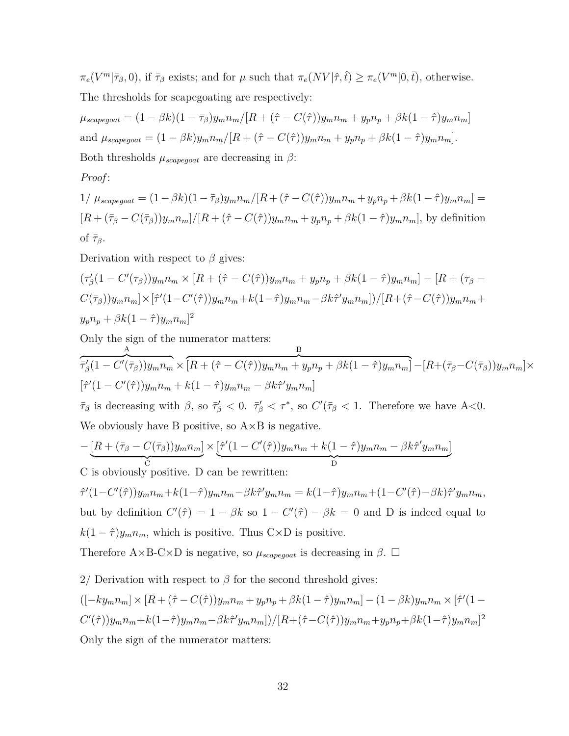$\pi_e(V^m|\bar{\tau}_\beta, 0)$, if $\bar{\tau}_\beta$ exists; and for $\mu$ such that $\pi_e(NV|\hat{\tau}, \hat{t}) \geq \pi_e(V^m|0, \bar{t})$, otherwise.

The thresholds for scapegoating are respectively:

$\mu_{scapegoat} = (1-\beta k)(1-\bar{\tau}_\beta)y_m n_m/[R+(\hat{\tau}-C(\hat{\tau}))y_m n_m + y_p n_p + \beta k(1-\hat{\tau})y_m n_m]$

and $\mu_{scapegoat} = (1-\beta k)y_m n_m/[R+(\hat{\tau}-C(\hat{\tau}))y_m n_m + y_p n_p + \beta k(1-\hat{\tau})y_m n_m]$.

Both thresholds $\mu_{scapegoat}$ are decreasing in $\beta$:

*Proof*:

1/ $\mu_{scapegoat} = (1-\beta k)(1-\bar{\tau}_\beta)y_m n_m/[R+(\hat{\tau}-C(\hat{\tau}))y_m n_m + y_p n_p + \beta k(1-\hat{\tau})y_m n_m] = [R+(\bar{\tau}_\beta - C(\bar{\tau}_\beta))y_m n_m]/[R+(\hat{\tau}-C(\hat{\tau}))y_m n_m + y_p n_p + \beta k(1-\hat{\tau})y_m n_m]$, by definition of $\bar{\tau}_\beta$.

Derivation with respect to $\beta$ gives:

$(\bar{\tau}'_\beta(1-C'(\bar{\tau}_\beta))y_m n_m \times [R+(\hat{\tau}-C(\hat{\tau}))y_m n_m + y_p n_p + \beta k(1-\hat{\tau})y_m n_m] - [R+(\bar{\tau}_\beta - C(\bar{\tau}_\beta))y_m n_m] \times [\hat{\tau}'(1-C'(\hat{\tau}))y_m n_m + k(1-\hat{\tau})y_m n_m - \beta k\hat{\tau}' y_m n_m])/[R+(\hat{\tau}-C(\hat{\tau}))y_m n_m + y_p n_p + \beta k(1-\hat{\tau})y_m n_m]^2$

Only the sign of the numerator matters:

$$\overbrace{\bar{\tau}'_\beta(1-C'(\bar{\tau}_\beta))y_m n_m}^{\text{A}} \times \overbrace{[R+(\hat{\tau}-C(\hat{\tau}))y_m n_m + y_p n_p + \beta k(1-\hat{\tau})y_m n_m]}^{\text{B}} - [R+(\bar{\tau}_\beta - C(\bar{\tau}_\beta))y_m n_m] \times [\hat{\tau}'(1-C'(\hat{\tau}))y_m n_m + k(1-\hat{\tau})y_m n_m - \beta k\hat{\tau}' y_m n_m]$$

$\bar{\tau}_\beta$ is decreasing with $\beta$, so $\bar{\tau}'_\beta < 0$. $\bar{\tau}'_\beta < \tau^*$, so $C'(\bar{\tau}_\beta < 1$. Therefore we have A<0. We obviously have B positive, so A×B is negative.

$$-\underbrace{[R+(\bar{\tau}_\beta - C(\bar{\tau}_\beta))y_m n_m]}_{\text{C}} \times \underbrace{[\hat{\tau}'(1-C'(\hat{\tau}))y_m n_m + k(1-\hat{\tau})y_m n_m - \beta k\hat{\tau}' y_m n_m]}_{\text{D}}$$

C is obviously positive. D can be rewritten:

$\hat{\tau}'(1-C'(\hat{\tau}))y_m n_m + k(1-\hat{\tau})y_m n_m - \beta k\hat{\tau}' y_m n_m = k(1-\hat{\tau})y_m n_m + (1-C'(\hat{\tau}) - \beta k)\hat{\tau}' y_m n_m$, but by definition $C'(\hat{\tau}) = 1-\beta k$ so $1-C'(\hat{\tau}) - \beta k = 0$ and D is indeed equal to $k(1-\hat{\tau})y_m n_m$, which is positive. Thus C×D is positive.

Therefore A×B-C×D is negative, so $\mu_{scapegoat}$ is decreasing in $\beta$. □

2/ Derivation with respect to $\beta$ for the second threshold gives:

$([-ky_m n_m] \times [R+(\hat{\tau}-C(\hat{\tau}))y_m n_m + y_p n_p + \beta k(1-\hat{\tau})y_m n_m] - (1-\beta k)y_m n_m \times [\hat{\tau}'(1-C'(\hat{\tau}))y_m n_m + k(1-\hat{\tau})y_m n_m - \beta k\hat{\tau}' y_m n_m])/[R+(\hat{\tau}-C(\hat{\tau}))y_m n_m + y_p n_p + \beta k(1-\hat{\tau})y_m n_m]^2$

Only the sign of the numerator matters: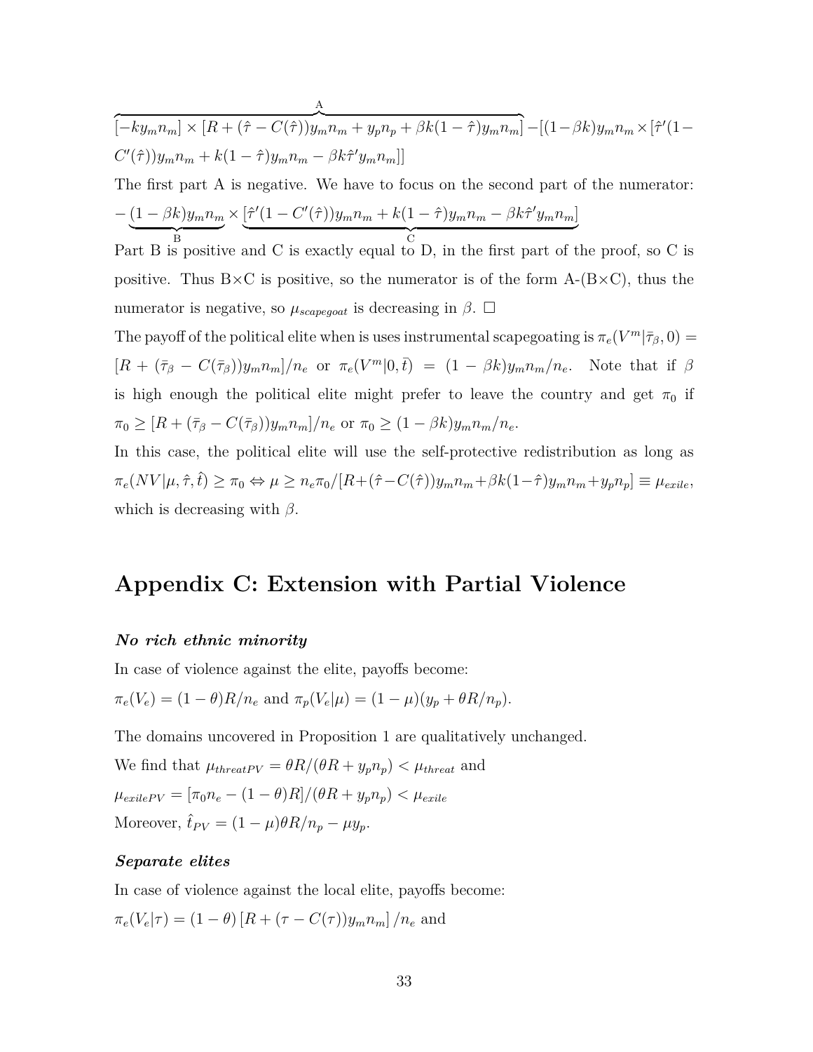$$\overbrace{[-ky_m n_m] \times [R + (\hat{\tau} - C(\hat{\tau}))y_m n_m + y_p n_p + \beta k(1-\hat{\tau})y_m n_m]}^{\text{A}} - [(1-\beta k)y_m n_m \times [\hat{\tau}'(1- C'(\hat{\tau}))y_m n_m + k(1-\hat{\tau})y_m n_m - \beta k\hat{\tau}' y_m n_m]]$$

The first part A is negative. We have to focus on the second part of the numerator:

$$-\underbrace{(1-\beta k)y_m n_m}_{\text{B}} \times \underbrace{[\hat{\tau}'(1-C'(\hat{\tau}))y_m n_m + k(1-\hat{\tau})y_m n_m - \beta k\hat{\tau}' y_m n_m]}_{\text{C}}$$

Part B is positive and C is exactly equal to D, in the first part of the proof, so C is positive. Thus B×C is positive, so the numerator is of the form A-(B×C), thus the numerator is negative, so $\mu_{scapegoat}$ is decreasing in $\beta$. □

The payoff of the political elite when is uses instrumental scapegoating is $\pi_e(V^m|\bar{\tau}_\beta, 0) = [R + (\bar{\tau}_\beta - C(\bar{\tau}_\beta))y_m n_m]/n_e$ or $\pi_e(V^m|0, \bar{t}) = (1-\beta k)y_m n_m/n_e$. Note that if $\beta$ is high enough the political elite might prefer to leave the country and get $\pi_0$ if $\pi_0 \geq [R + (\bar{\tau}_\beta - C(\bar{\tau}_\beta))y_m n_m]/n_e$ or $\pi_0 \geq (1-\beta k)y_m n_m/n_e$.

In this case, the political elite will use the self-protective redistribution as long as $\pi_e(NV|\mu, \hat{\tau}, \hat{t}) \geq \pi_0 \Leftrightarrow \mu \geq n_e\pi_0/[R+(\hat{\tau}-C(\hat{\tau}))y_m n_m+\beta k(1-\hat{\tau})y_m n_m+y_p n_p] \equiv \mu_{exile}$, which is decreasing with $\beta$.

# Appendix C: Extension with Partial Violence

***No rich ethnic minority***

In case of violence against the elite, payoffs become:

$\pi_e(V_e) = (1-\theta)R/n_e$ and $\pi_p(V_e|\mu) = (1-\mu)(y_p + \theta R/n_p)$.

The domains uncovered in Proposition 1 are qualitatively unchanged.

We find that $\mu_{threatPV} = \theta R/(\theta R + y_p n_p) < \mu_{threat}$ and

$\mu_{exilePV} = [\pi_0 n_e - (1-\theta)R]/(\theta R + y_p n_p) < \mu_{exile}$

Moreover, $\hat{t}_{PV} = (1-\mu)\theta R/n_p - \mu y_p$.

***Separate elites***

In case of violence against the local elite, payoffs become:

$\pi_e(V_e|\tau) = (1-\theta)\left[R + (\tau - C(\tau))y_m n_m\right]/n_e$ and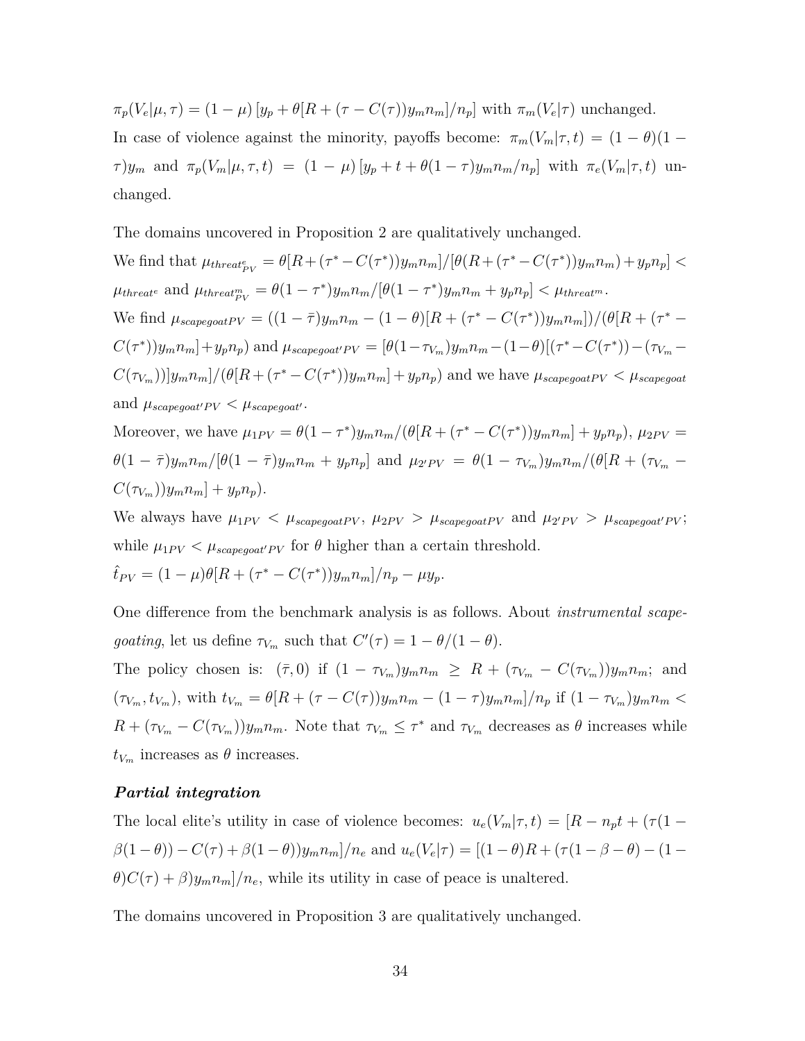$\pi_p(V_e|\mu,\tau) = (1-\mu)\left[y_p + \theta[R + (\tau - C(\tau))y_m n_m]/n_p\right]$ with $\pi_m(V_e|\tau)$ unchanged.

In case of violence against the minority, payoffs become: $\pi_m(V_m|\tau,t) = (1-\theta)(1-\tau)y_m$ and $\pi_p(V_m|\mu,\tau,t) = (1-\mu)\left[y_p + t + \theta(1-\tau)y_m n_m/n_p\right]$ with $\pi_e(V_m|\tau,t)$ unchanged.

The domains uncovered in Proposition 2 are qualitatively unchanged.

We find that $\mu_{threat^e_{PV}} = \theta[R+(\tau^*-C(\tau^*))y_m n_m]/[\theta(R+(\tau^*-C(\tau^*))y_m n_m)+y_p n_p] < \mu_{threat^e}$ and $\mu_{threat^m_{PV}} = \theta(1-\tau^*)y_m n_m/[\theta(1-\tau^*)y_m n_m + y_p n_p] < \mu_{threat^m}$.

We find $\mu_{scapegoatPV} = ((1-\bar{\tau})y_m n_m - (1-\theta)[R+(\tau^*-C(\tau^*))y_m n_m])/(\theta[R+(\tau^*-C(\tau^*))y_m n_m]+y_p n_p)$ and $\mu_{scapegoat'PV} = [\theta(1-\tau_{V_m})y_m n_m - (1-\theta)[(\tau^*-C(\tau^*))-(\tau_{V_m}-C(\tau_{V_m}))]y_m n_m]/(\theta[R+(\tau^*-C(\tau^*))y_m n_m]+y_p n_p)$ and we have $\mu_{scapegoatPV} < \mu_{scapegoat}$ and $\mu_{scapegoat'PV} < \mu_{scapegoat'}$.

Moreover, we have $\mu_{1PV} = \theta(1-\tau^*)y_m n_m/(\theta[R+(\tau^*-C(\tau^*))y_m n_m]+y_p n_p)$, $\mu_{2PV} = \theta(1-\bar{\tau})y_m n_m/[\theta(1-\bar{\tau})y_m n_m + y_p n_p]$ and $\mu_{2'PV} = \theta(1-\tau_{V_m})y_m n_m/(\theta[R+(\tau_{V_m}-C(\tau_{V_m}))y_m n_m]+y_p n_p)$.

We always have $\mu_{1PV} < \mu_{scapegoatPV}$, $\mu_{2PV} > \mu_{scapegoatPV}$ and $\mu_{2'PV} > \mu_{scapegoat'PV}$; while $\mu_{1PV} < \mu_{scapegoat'PV}$ for $\theta$ higher than a certain threshold.

$\hat{t}_{PV} = (1-\mu)\theta[R+(\tau^*-C(\tau^*))y_m n_m]/n_p - \mu y_p$.

One difference from the benchmark analysis is as follows. About *instrumental scapegoating*, let us define $\tau_{V_m}$ such that $C'(\tau) = 1-\theta/(1-\theta)$.

The policy chosen is: $(\bar{\tau}, 0)$ if $(1-\tau_{V_m})y_m n_m \geq R + (\tau_{V_m} - C(\tau_{V_m}))y_m n_m$; and $(\tau_{V_m}, t_{V_m})$, with $t_{V_m} = \theta[R+(\tau-C(\tau))y_m n_m - (1-\tau)y_m n_m]/n_p$ if $(1-\tau_{V_m})y_m n_m < R + (\tau_{V_m} - C(\tau_{V_m}))y_m n_m$. Note that $\tau_{V_m} \leq \tau^*$ and $\tau_{V_m}$ decreases as $\theta$ increases while $t_{V_m}$ increases as $\theta$ increases.

***Partial integration***

The local elite's utility in case of violence becomes: $u_e(V_m|\tau,t) = [R - n_p t + (\tau(1-\beta(1-\theta)) - C(\tau) + \beta(1-\theta))y_m n_m]/n_e$ and $u_e(V_e|\tau) = [(1-\theta)R + (\tau(1-\beta-\theta)-(1-\theta)C(\tau)+\beta)y_m n_m]/n_e$, while its utility in case of peace is unaltered.

The domains uncovered in Proposition 3 are qualitatively unchanged.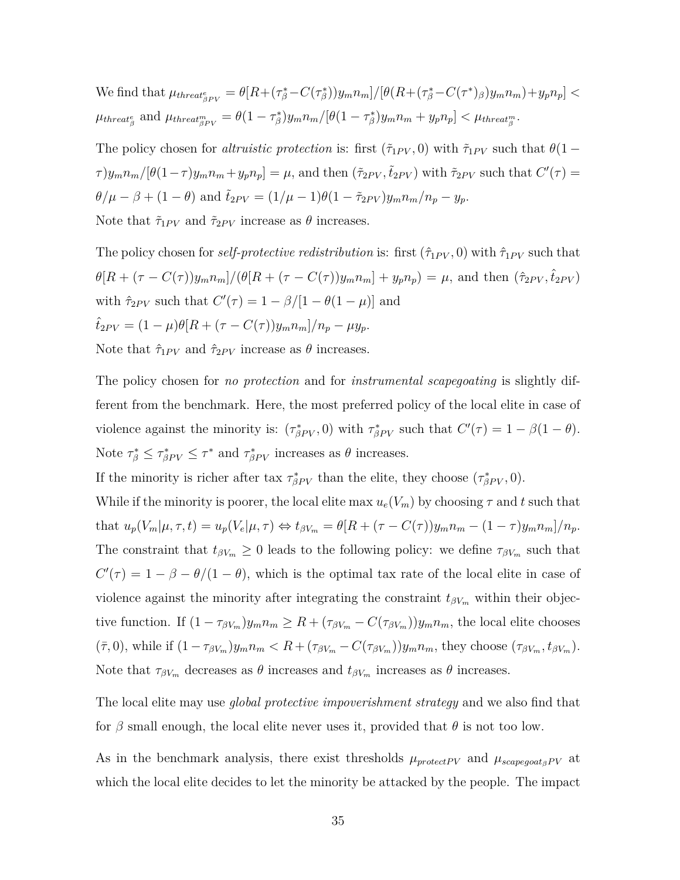We find that $\mu_{threat^e_{\beta PV}} = \theta[R+(\tau^*_\beta - C(\tau^*_\beta))y_m n_m]/[\theta(R+(\tau^*_\beta - C(\tau^*)_\beta)y_m n_m)+y_p n_p] < \mu_{threat^e_\beta}$ and $\mu_{threat^m_{\beta PV}} = \theta(1-\tau^*_\beta)y_m n_m/[\theta(1-\tau^*_\beta)y_m n_m + y_p n_p] < \mu_{threat^m_\beta}$.

The policy chosen for *altruistic protection* is: first $(\tilde{\tau}_{1PV}, 0)$ with $\tilde{\tau}_{1PV}$ such that $\theta(1-\tau)y_m n_m/[\theta(1-\tau)y_m n_m + y_p n_p] = \mu$, and then $(\tilde{\tau}_{2PV}, \tilde{t}_{2PV})$ with $\tilde{\tau}_{2PV}$ such that $C'(\tau) = \theta/\mu - \beta + (1-\theta)$ and $\tilde{t}_{2PV} = (1/\mu - 1)\theta(1-\tilde{\tau}_{2PV})y_m n_m/n_p - y_p$.
Note that $\tilde{\tau}_{1PV}$ and $\tilde{\tau}_{2PV}$ increase as $\theta$ increases.

The policy chosen for *self-protective redistribution* is: first $(\hat{\tau}_{1PV}, 0)$ with $\hat{\tau}_{1PV}$ such that $\theta[R + (\tau - C(\tau))y_m n_m]/(\theta[R + (\tau - C(\tau))y_m n_m] + y_p n_p) = \mu$, and then $(\hat{\tau}_{2PV}, \hat{t}_{2PV})$ with $\hat{\tau}_{2PV}$ such that $C'(\tau) = 1 - \beta/[1 - \theta(1-\mu)]$ and
$\hat{t}_{2PV} = (1-\mu)\theta[R + (\tau - C(\tau))y_m n_m]/n_p - \mu y_p$.
Note that $\hat{\tau}_{1PV}$ and $\hat{\tau}_{2PV}$ increase as $\theta$ increases.

The policy chosen for *no protection* and for *instrumental scapegoating* is slightly different from the benchmark. Here, the most preferred policy of the local elite in case of violence against the minority is: $(\tau^*_{\beta PV}, 0)$ with $\tau^*_{\beta PV}$ such that $C'(\tau) = 1 - \beta(1-\theta)$. Note $\tau^*_\beta \leq \tau^*_{\beta PV} \leq \tau^*$ and $\tau^*_{\beta PV}$ increases as $\theta$ increases.
If the minority is richer after tax $\tau^*_{\beta PV}$ than the elite, they choose $(\tau^*_{\beta PV}, 0)$.
While if the minority is poorer, the local elite max $u_e(V_m)$ by choosing $\tau$ and $t$ such that that $u_p(V_m|\mu, \tau, t) = u_p(V_e|\mu, \tau) \Leftrightarrow t_{\beta V_m} = \theta[R + (\tau - C(\tau))y_m n_m - (1-\tau)y_m n_m]/n_p$.
The constraint that $t_{\beta V_m} \geq 0$ leads to the following policy: we define $\tau_{\beta V_m}$ such that $C'(\tau) = 1 - \beta - \theta/(1-\theta)$, which is the optimal tax rate of the local elite in case of violence against the minority after integrating the constraint $t_{\beta V_m}$ within their objective function. If $(1-\tau_{\beta V_m})y_m n_m \geq R + (\tau_{\beta V_m} - C(\tau_{\beta V_m}))y_m n_m$, the local elite chooses $(\bar{\tau}, 0)$, while if $(1-\tau_{\beta V_m})y_m n_m < R + (\tau_{\beta V_m} - C(\tau_{\beta V_m}))y_m n_m$, they choose $(\tau_{\beta V_m}, t_{\beta V_m})$.
Note that $\tau_{\beta V_m}$ decreases as $\theta$ increases and $t_{\beta V_m}$ increases as $\theta$ increases.

The local elite may use *global protective impoverishment strategy* and we also find that for $\beta$ small enough, the local elite never uses it, provided that $\theta$ is not too low.

As in the benchmark analysis, there exist thresholds $\mu_{protectPV}$ and $\mu_{scapegoat_\beta PV}$ at which the local elite decides to let the minority be attacked by the people. The impact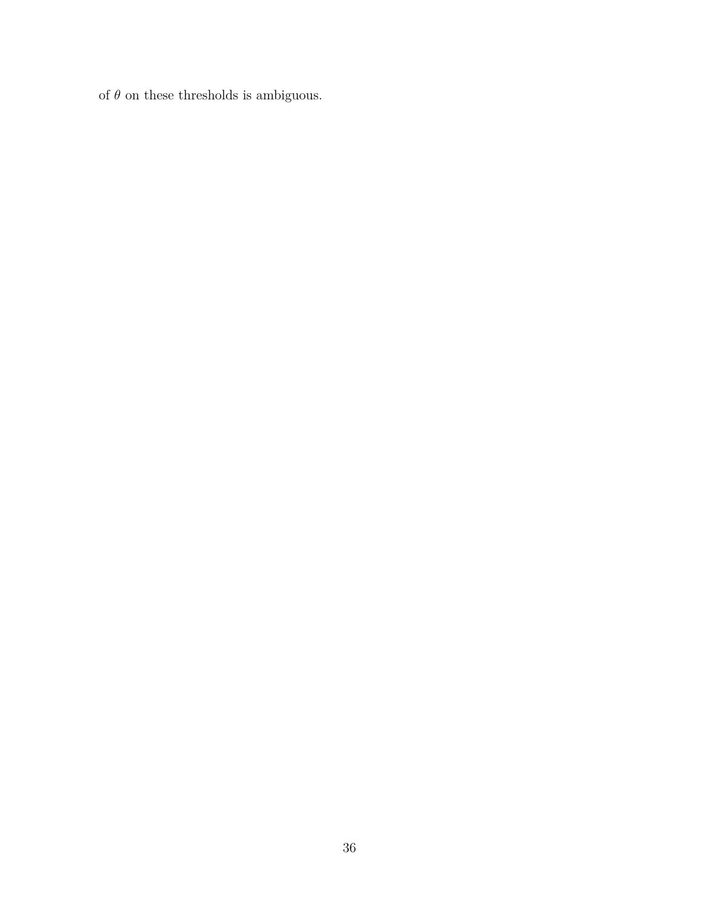of $\theta$ on these thresholds is ambiguous.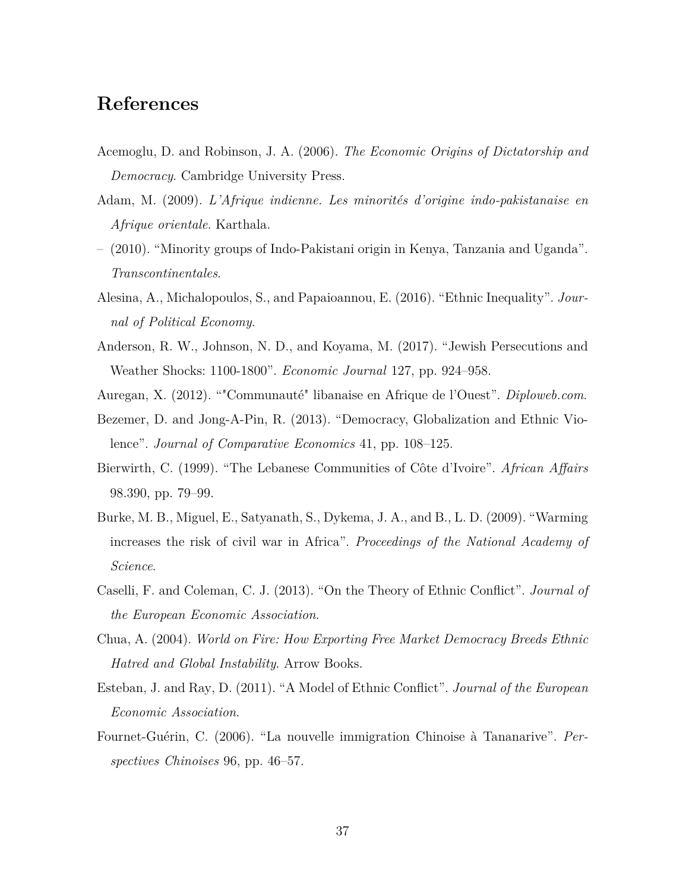# References

Acemoglu, D. and Robinson, J. A. (2006). *The Economic Origins of Dictatorship and Democracy*. Cambridge University Press.

Adam, M. (2009). *L'Afrique indienne. Les minorités d'origine indo-pakistanaise en Afrique orientale*. Karthala.

– (2010). "Minority groups of Indo-Pakistani origin in Kenya, Tanzania and Uganda". *Transcontinentales*.

Alesina, A., Michalopoulos, S., and Papaioannou, E. (2016). "Ethnic Inequality". *Journal of Political Economy*.

Anderson, R. W., Johnson, N. D., and Koyama, M. (2017). "Jewish Persecutions and Weather Shocks: 1100-1800". *Economic Journal* 127, pp. 924–958.

Auregan, X. (2012). ""Communauté" libanaise en Afrique de l'Ouest". *Diploweb.com*.

Bezemer, D. and Jong-A-Pin, R. (2013). "Democracy, Globalization and Ethnic Violence". *Journal of Comparative Economics* 41, pp. 108–125.

Bierwirth, C. (1999). "The Lebanese Communities of Côte d'Ivoire". *African Affairs* 98.390, pp. 79–99.

Burke, M. B., Miguel, E., Satyanath, S., Dykema, J. A., and B., L. D. (2009). "Warming increases the risk of civil war in Africa". *Proceedings of the National Academy of Science*.

Caselli, F. and Coleman, C. J. (2013). "On the Theory of Ethnic Conflict". *Journal of the European Economic Association*.

Chua, A. (2004). *World on Fire: How Exporting Free Market Democracy Breeds Ethnic Hatred and Global Instability*. Arrow Books.

Esteban, J. and Ray, D. (2011). "A Model of Ethnic Conflict". *Journal of the European Economic Association*.

Fournet-Guérin, C. (2006). "La nouvelle immigration Chinoise à Tananarive". *Perspectives Chinoises* 96, pp. 46–57.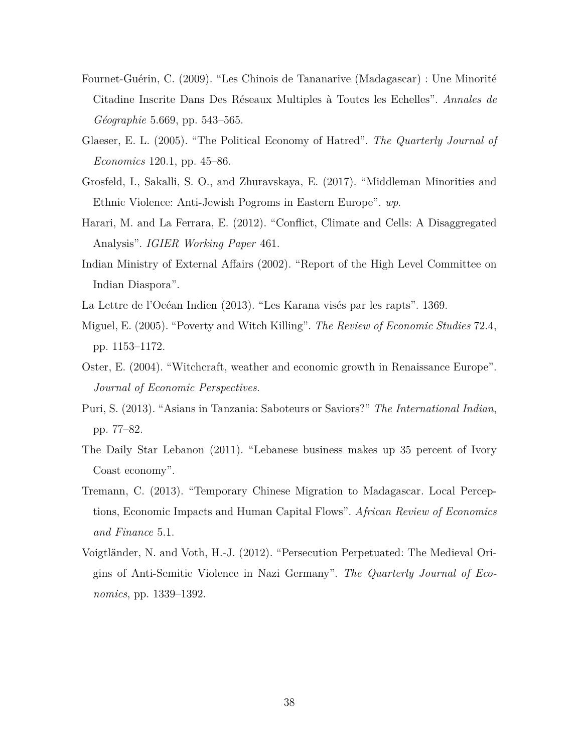Fournet-Guérin, C. (2009). "Les Chinois de Tananarive (Madagascar) : Une Minorité Citadine Inscrite Dans Des Réseaux Multiples à Toutes les Echelles". *Annales de Géographie* 5.669, pp. 543–565.

Glaeser, E. L. (2005). "The Political Economy of Hatred". *The Quarterly Journal of Economics* 120.1, pp. 45–86.

Grosfeld, I., Sakalli, S. O., and Zhuravskaya, E. (2017). "Middleman Minorities and Ethnic Violence: Anti-Jewish Pogroms in Eastern Europe". *wp*.

Harari, M. and La Ferrara, E. (2012). "Conflict, Climate and Cells: A Disaggregated Analysis". *IGIER Working Paper* 461.

Indian Ministry of External Affairs (2002). "Report of the High Level Committee on Indian Diaspora".

La Lettre de l'Océan Indien (2013). "Les Karana visés par les rapts". 1369.

Miguel, E. (2005). "Poverty and Witch Killing". *The Review of Economic Studies* 72.4, pp. 1153–1172.

Oster, E. (2004). "Witchcraft, weather and economic growth in Renaissance Europe". *Journal of Economic Perspectives*.

Puri, S. (2013). "Asians in Tanzania: Saboteurs or Saviors?" *The International Indian*, pp. 77–82.

The Daily Star Lebanon (2011). "Lebanese business makes up 35 percent of Ivory Coast economy".

Tremann, C. (2013). "Temporary Chinese Migration to Madagascar. Local Perceptions, Economic Impacts and Human Capital Flows". *African Review of Economics and Finance* 5.1.

Voigtländer, N. and Voth, H.-J. (2012). "Persecution Perpetuated: The Medieval Origins of Anti-Semitic Violence in Nazi Germany". *The Quarterly Journal of Economics*, pp. 1339–1392.